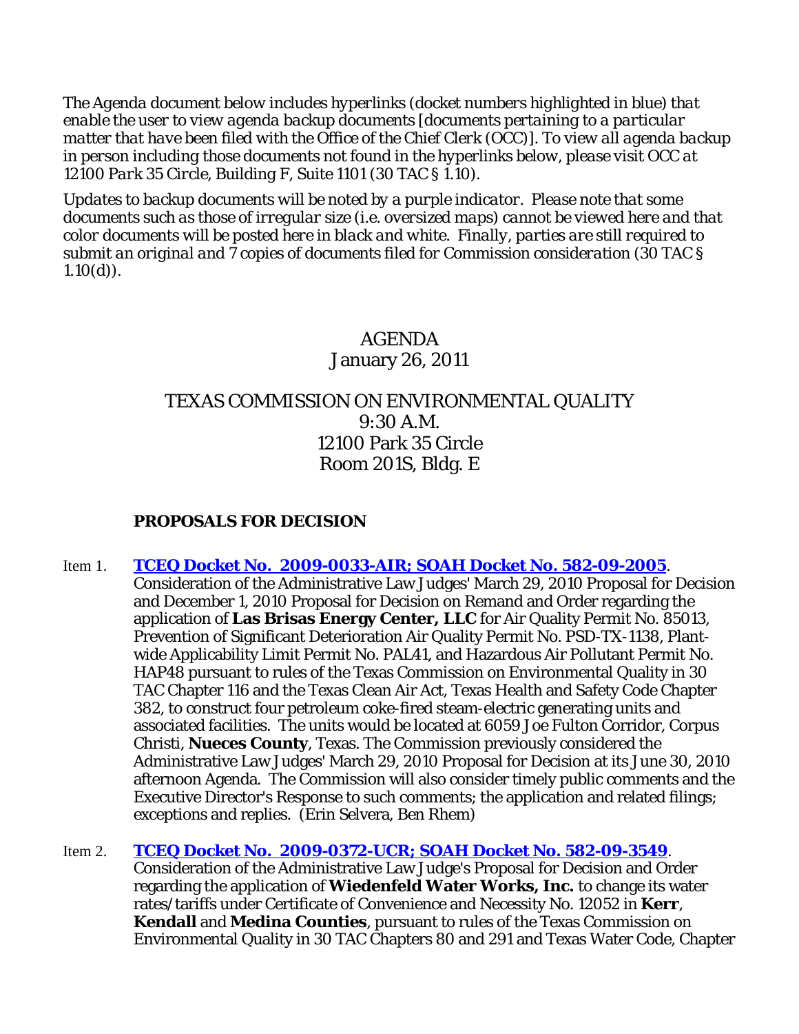*The Agenda document below includes hyperlinks (docket numbers highlighted in blue) that enable the user to view agenda backup documents [documents pertaining to a particular matter that have been filed with the Office of the Chief Clerk (OCC)]. To view all agenda backup in person including those documents not found in the hyperlinks below, please visit OCC at 12100 Park 35 Circle, Building F, Suite 1101 (30 TAC § 1.10).*

*Updates to backup documents will be noted by a purple indicator. Please note that some documents such as those of irregular size (i.e. oversized maps) cannot be viewed here and that color documents will be posted here in black and white. Finally, parties are still required to submit an original and 7 copies of documents filed for Commission consideration (30 TAC § 1.10(d)).*

# AGENDA
January 26, 2011

TEXAS COMMISSION ON ENVIRONMENTAL QUALITY
9:30 A.M.
12100 Park 35 Circle
Room 201S, Bldg. E

## PROPOSALS FOR DECISION

Item 1. **TCEQ Docket No. 2009-0033-AIR; SOAH Docket No. 582-09-2005**. Consideration of the Administrative Law Judges' March 29, 2010 Proposal for Decision and December 1, 2010 Proposal for Decision on Remand and Order regarding the application of **Las Brisas Energy Center, LLC** for Air Quality Permit No. 85013, Prevention of Significant Deterioration Air Quality Permit No. PSD-TX-1138, Plant-wide Applicability Limit Permit No. PAL41, and Hazardous Air Pollutant Permit No. HAP48 pursuant to rules of the Texas Commission on Environmental Quality in 30 TAC Chapter 116 and the Texas Clean Air Act, Texas Health and Safety Code Chapter 382, to construct four petroleum coke-fired steam-electric generating units and associated facilities. The units would be located at 6059 Joe Fulton Corridor, Corpus Christi, **Nueces County**, Texas. The Commission previously considered the Administrative Law Judges' March 29, 2010 Proposal for Decision at its June 30, 2010 afternoon Agenda. The Commission will also consider timely public comments and the Executive Director's Response to such comments; the application and related filings; exceptions and replies. (Erin Selvera, Ben Rhem)

Item 2. **TCEQ Docket No. 2009-0372-UCR; SOAH Docket No. 582-09-3549**. Consideration of the Administrative Law Judge's Proposal for Decision and Order regarding the application of **Wiedenfeld Water Works, Inc.** to change its water rates/tariffs under Certificate of Convenience and Necessity No. 12052 in **Kerr**, **Kendall** and **Medina Counties**, pursuant to rules of the Texas Commission on Environmental Quality in 30 TAC Chapters 80 and 291 and Texas Water Code, Chapter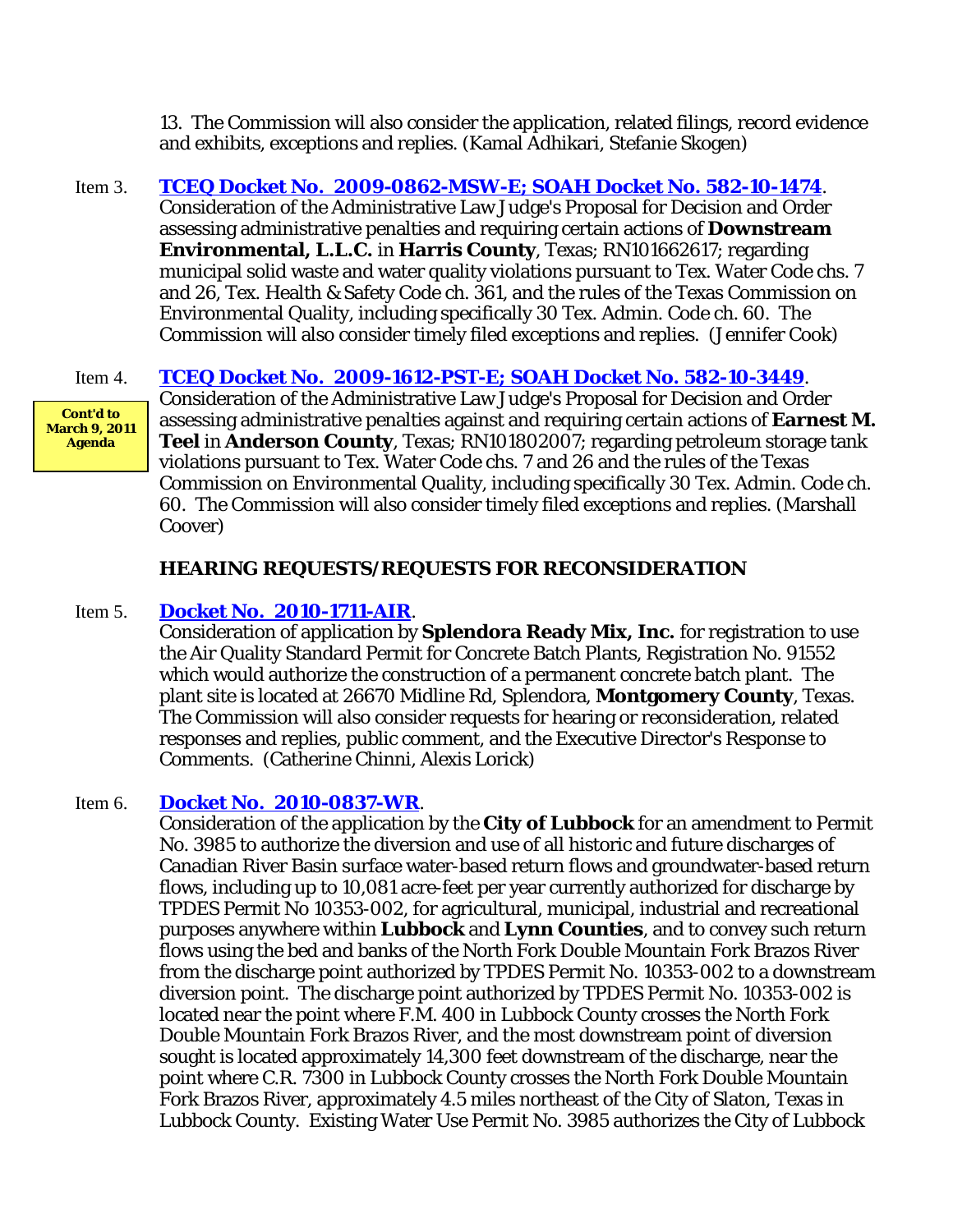13. The Commission will also consider the application, related filings, record evidence and exhibits, exceptions and replies. (Kamal Adhikari, Stefanie Skogen)

Item 3. **TCEQ Docket No. 2009-0862-MSW-E; SOAH Docket No. 582-10-1474**.
Consideration of the Administrative Law Judge's Proposal for Decision and Order assessing administrative penalties and requiring certain actions of **Downstream Environmental, L.L.C.** in **Harris County**, Texas; RN101662617; regarding municipal solid waste and water quality violations pursuant to Tex. Water Code chs. 7 and 26, Tex. Health & Safety Code ch. 361, and the rules of the Texas Commission on Environmental Quality, including specifically 30 Tex. Admin. Code ch. 60. The Commission will also consider timely filed exceptions and replies. (Jennifer Cook)

Item 4. **TCEQ Docket No. 2009-1612-PST-E; SOAH Docket No. 582-10-3449**.

**Cont'd to March 9, 2011 Agenda**

Consideration of the Administrative Law Judge's Proposal for Decision and Order assessing administrative penalties against and requiring certain actions of **Earnest M. Teel** in **Anderson County**, Texas; RN101802007; regarding petroleum storage tank violations pursuant to Tex. Water Code chs. 7 and 26 and the rules of the Texas Commission on Environmental Quality, including specifically 30 Tex. Admin. Code ch. 60. The Commission will also consider timely filed exceptions and replies. (Marshall Coover)

## HEARING REQUESTS/REQUESTS FOR RECONSIDERATION

Item 5. **Docket No. 2010-1711-AIR**.
Consideration of application by **Splendora Ready Mix, Inc.** for registration to use the Air Quality Standard Permit for Concrete Batch Plants, Registration No. 91552 which would authorize the construction of a permanent concrete batch plant. The plant site is located at 26670 Midline Rd, Splendora, **Montgomery County**, Texas. The Commission will also consider requests for hearing or reconsideration, related responses and replies, public comment, and the Executive Director's Response to Comments. (Catherine Chinni, Alexis Lorick)

Item 6. **Docket No. 2010-0837-WR**.
Consideration of the application by the **City of Lubbock** for an amendment to Permit No. 3985 to authorize the diversion and use of all historic and future discharges of Canadian River Basin surface water-based return flows and groundwater-based return flows, including up to 10,081 acre-feet per year currently authorized for discharge by TPDES Permit No 10353-002, for agricultural, municipal, industrial and recreational purposes anywhere within **Lubbock** and **Lynn Counties**, and to convey such return flows using the bed and banks of the North Fork Double Mountain Fork Brazos River from the discharge point authorized by TPDES Permit No. 10353-002 to a downstream diversion point. The discharge point authorized by TPDES Permit No. 10353-002 is located near the point where F.M. 400 in Lubbock County crosses the North Fork Double Mountain Fork Brazos River, and the most downstream point of diversion sought is located approximately 14,300 feet downstream of the discharge, near the point where C.R. 7300 in Lubbock County crosses the North Fork Double Mountain Fork Brazos River, approximately 4.5 miles northeast of the City of Slaton, Texas in Lubbock County. Existing Water Use Permit No. 3985 authorizes the City of Lubbock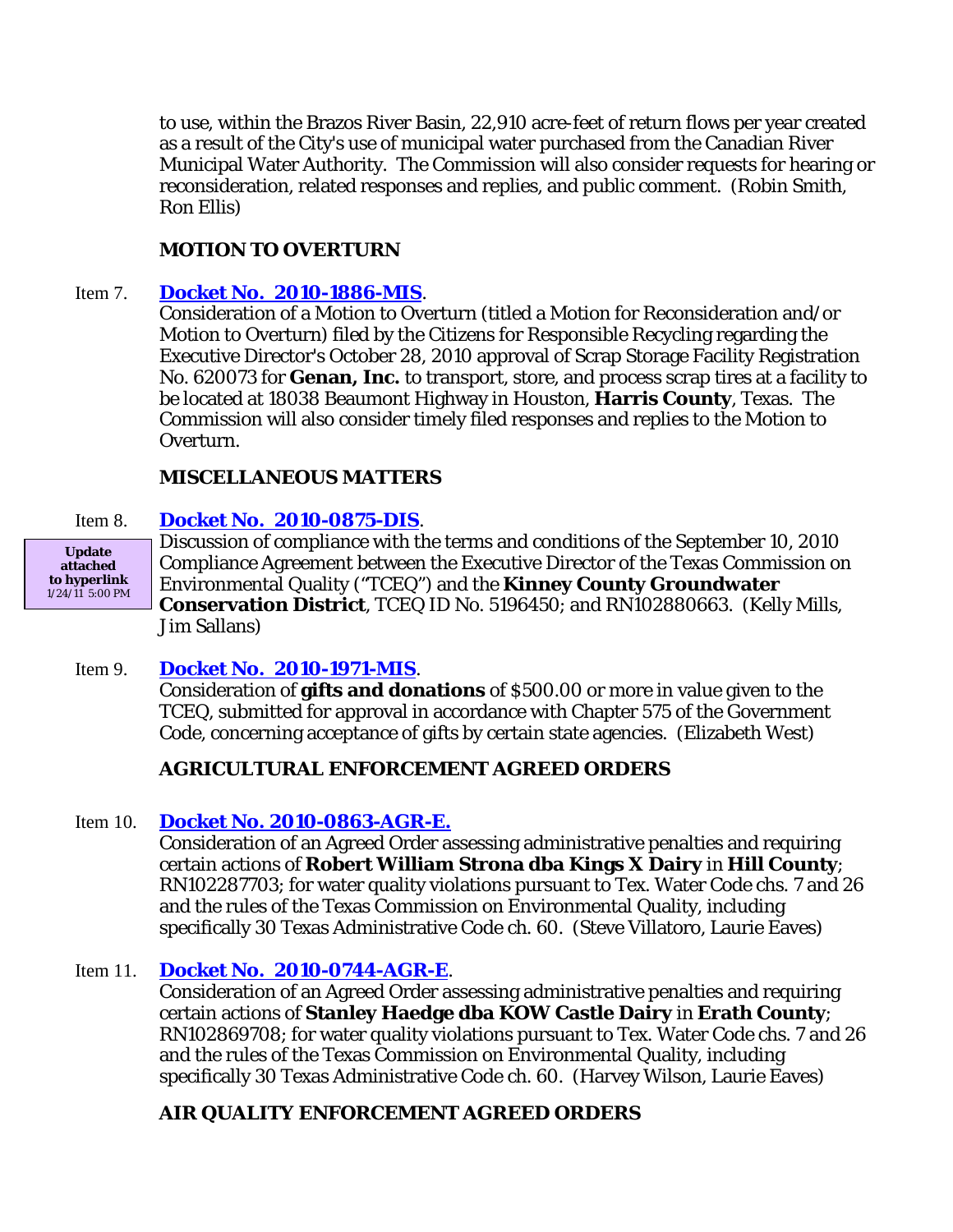to use, within the Brazos River Basin, 22,910 acre-feet of return flows per year created as a result of the City's use of municipal water purchased from the Canadian River Municipal Water Authority. The Commission will also consider requests for hearing or reconsideration, related responses and replies, and public comment. (Robin Smith, Ron Ellis)

**MOTION TO OVERTURN**

Item 7. **Docket No. 2010-1886-MIS**.
Consideration of a Motion to Overturn (titled a Motion for Reconsideration and/or Motion to Overturn) filed by the Citizens for Responsible Recycling regarding the Executive Director's October 28, 2010 approval of Scrap Storage Facility Registration No. 620073 for **Genan, Inc.** to transport, store, and process scrap tires at a facility to be located at 18038 Beaumont Highway in Houston, **Harris County**, Texas. The Commission will also consider timely filed responses and replies to the Motion to Overturn.

**MISCELLANEOUS MATTERS**

Item 8. **Docket No. 2010-0875-DIS**.
**Update attached to hyperlink** 1/24/11 5:00 PM
Discussion of compliance with the terms and conditions of the September 10, 2010 Compliance Agreement between the Executive Director of the Texas Commission on Environmental Quality ("TCEQ") and the **Kinney County Groundwater Conservation District**, TCEQ ID No. 5196450; and RN102880663. (Kelly Mills, Jim Sallans)

Item 9. **Docket No. 2010-1971-MIS**.
Consideration of **gifts and donations** of $500.00 or more in value given to the TCEQ, submitted for approval in accordance with Chapter 575 of the Government Code, concerning acceptance of gifts by certain state agencies. (Elizabeth West)

**AGRICULTURAL ENFORCEMENT AGREED ORDERS**

Item 10. **Docket No. 2010-0863-AGR-E.**
Consideration of an Agreed Order assessing administrative penalties and requiring certain actions of **Robert William Strona dba Kings X Dairy** in **Hill County**; RN102287703; for water quality violations pursuant to Tex. Water Code chs. 7 and 26 and the rules of the Texas Commission on Environmental Quality, including specifically 30 Texas Administrative Code ch. 60. (Steve Villatoro, Laurie Eaves)

Item 11. **Docket No. 2010-0744-AGR-E**.
Consideration of an Agreed Order assessing administrative penalties and requiring certain actions of **Stanley Haedge dba KOW Castle Dairy** in **Erath County**; RN102869708; for water quality violations pursuant to Tex. Water Code chs. 7 and 26 and the rules of the Texas Commission on Environmental Quality, including specifically 30 Texas Administrative Code ch. 60. (Harvey Wilson, Laurie Eaves)

**AIR QUALITY ENFORCEMENT AGREED ORDERS**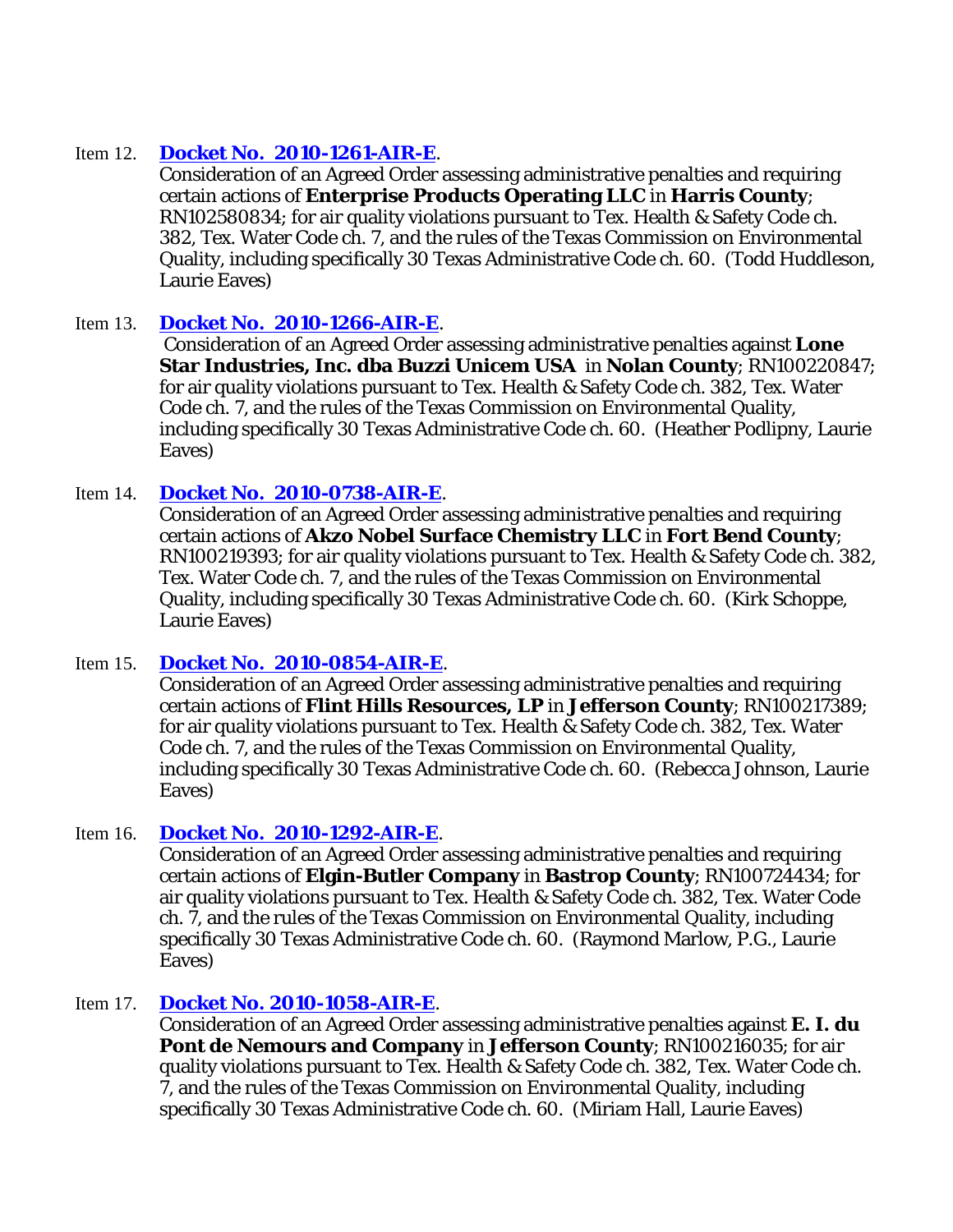Item 12. **Docket No. 2010-1261-AIR-E**.

Consideration of an Agreed Order assessing administrative penalties and requiring certain actions of **Enterprise Products Operating LLC** in **Harris County**; RN102580834; for air quality violations pursuant to Tex. Health & Safety Code ch. 382, Tex. Water Code ch. 7, and the rules of the Texas Commission on Environmental Quality, including specifically 30 Texas Administrative Code ch. 60. (Todd Huddleson, Laurie Eaves)

Item 13. **Docket No. 2010-1266-AIR-E**.

Consideration of an Agreed Order assessing administrative penalties against **Lone Star Industries, Inc. dba Buzzi Unicem USA** in **Nolan County**; RN100220847; for air quality violations pursuant to Tex. Health & Safety Code ch. 382, Tex. Water Code ch. 7, and the rules of the Texas Commission on Environmental Quality, including specifically 30 Texas Administrative Code ch. 60. (Heather Podlipny, Laurie Eaves)

Item 14. **Docket No. 2010-0738-AIR-E**.

Consideration of an Agreed Order assessing administrative penalties and requiring certain actions of **Akzo Nobel Surface Chemistry LLC** in **Fort Bend County**; RN100219393; for air quality violations pursuant to Tex. Health & Safety Code ch. 382, Tex. Water Code ch. 7, and the rules of the Texas Commission on Environmental Quality, including specifically 30 Texas Administrative Code ch. 60. (Kirk Schoppe, Laurie Eaves)

Item 15. **Docket No. 2010-0854-AIR-E**.

Consideration of an Agreed Order assessing administrative penalties and requiring certain actions of **Flint Hills Resources, LP** in **Jefferson County**; RN100217389; for air quality violations pursuant to Tex. Health & Safety Code ch. 382, Tex. Water Code ch. 7, and the rules of the Texas Commission on Environmental Quality, including specifically 30 Texas Administrative Code ch. 60. (Rebecca Johnson, Laurie Eaves)

Item 16. **Docket No. 2010-1292-AIR-E**.

Consideration of an Agreed Order assessing administrative penalties and requiring certain actions of **Elgin-Butler Company** in **Bastrop County**; RN100724434; for air quality violations pursuant to Tex. Health & Safety Code ch. 382, Tex. Water Code ch. 7, and the rules of the Texas Commission on Environmental Quality, including specifically 30 Texas Administrative Code ch. 60. (Raymond Marlow, P.G., Laurie Eaves)

Item 17. **Docket No. 2010-1058-AIR-E**.

Consideration of an Agreed Order assessing administrative penalties against **E. I. du Pont de Nemours and Company** in **Jefferson County**; RN100216035; for air quality violations pursuant to Tex. Health & Safety Code ch. 382, Tex. Water Code ch. 7, and the rules of the Texas Commission on Environmental Quality, including specifically 30 Texas Administrative Code ch. 60. (Miriam Hall, Laurie Eaves)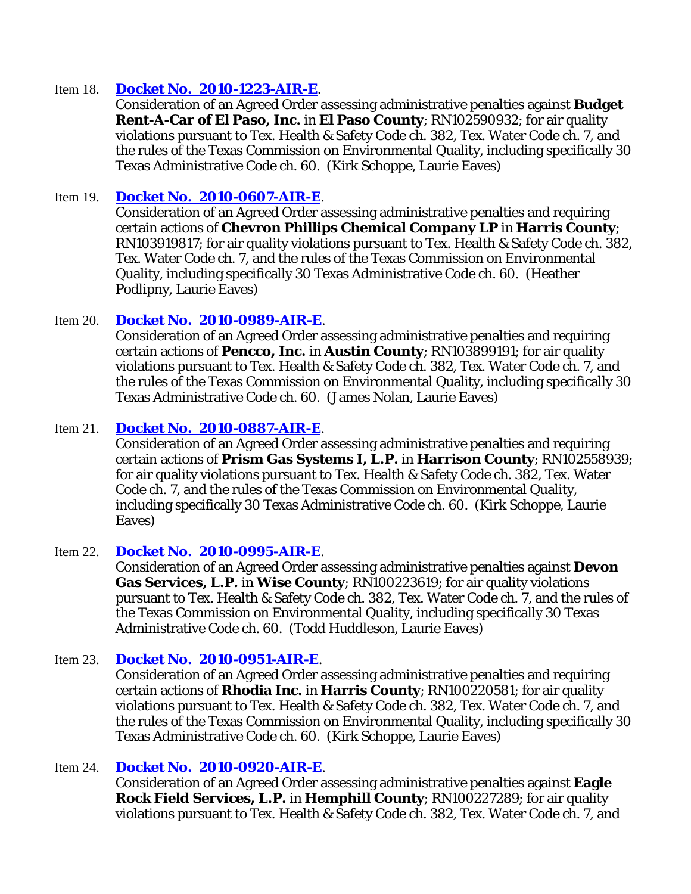Item 18. **Docket No. 2010-1223-AIR-E**.
Consideration of an Agreed Order assessing administrative penalties against **Budget Rent-A-Car of El Paso, Inc.** in **El Paso County**; RN102590932; for air quality violations pursuant to Tex. Health & Safety Code ch. 382, Tex. Water Code ch. 7, and the rules of the Texas Commission on Environmental Quality, including specifically 30 Texas Administrative Code ch. 60. (Kirk Schoppe, Laurie Eaves)

Item 19. **Docket No. 2010-0607-AIR-E**.
Consideration of an Agreed Order assessing administrative penalties and requiring certain actions of **Chevron Phillips Chemical Company LP** in **Harris County**; RN103919817; for air quality violations pursuant to Tex. Health & Safety Code ch. 382, Tex. Water Code ch. 7, and the rules of the Texas Commission on Environmental Quality, including specifically 30 Texas Administrative Code ch. 60. (Heather Podlipny, Laurie Eaves)

Item 20. **Docket No. 2010-0989-AIR-E**.
Consideration of an Agreed Order assessing administrative penalties and requiring certain actions of **Pencco, Inc.** in **Austin County**; RN103899191; for air quality violations pursuant to Tex. Health & Safety Code ch. 382, Tex. Water Code ch. 7, and the rules of the Texas Commission on Environmental Quality, including specifically 30 Texas Administrative Code ch. 60. (James Nolan, Laurie Eaves)

Item 21. **Docket No. 2010-0887-AIR-E**.
Consideration of an Agreed Order assessing administrative penalties and requiring certain actions of **Prism Gas Systems I, L.P.** in **Harrison County**; RN102558939; for air quality violations pursuant to Tex. Health & Safety Code ch. 382, Tex. Water Code ch. 7, and the rules of the Texas Commission on Environmental Quality, including specifically 30 Texas Administrative Code ch. 60. (Kirk Schoppe, Laurie Eaves)

Item 22. **Docket No. 2010-0995-AIR-E**.
Consideration of an Agreed Order assessing administrative penalties against **Devon Gas Services, L.P.** in **Wise County**; RN100223619; for air quality violations pursuant to Tex. Health & Safety Code ch. 382, Tex. Water Code ch. 7, and the rules of the Texas Commission on Environmental Quality, including specifically 30 Texas Administrative Code ch. 60. (Todd Huddleson, Laurie Eaves)

Item 23. **Docket No. 2010-0951-AIR-E**.
Consideration of an Agreed Order assessing administrative penalties and requiring certain actions of **Rhodia Inc.** in **Harris County**; RN100220581; for air quality violations pursuant to Tex. Health & Safety Code ch. 382, Tex. Water Code ch. 7, and the rules of the Texas Commission on Environmental Quality, including specifically 30 Texas Administrative Code ch. 60. (Kirk Schoppe, Laurie Eaves)

Item 24. **Docket No. 2010-0920-AIR-E**.
Consideration of an Agreed Order assessing administrative penalties against **Eagle Rock Field Services, L.P.** in **Hemphill County**; RN100227289; for air quality violations pursuant to Tex. Health & Safety Code ch. 382, Tex. Water Code ch. 7, and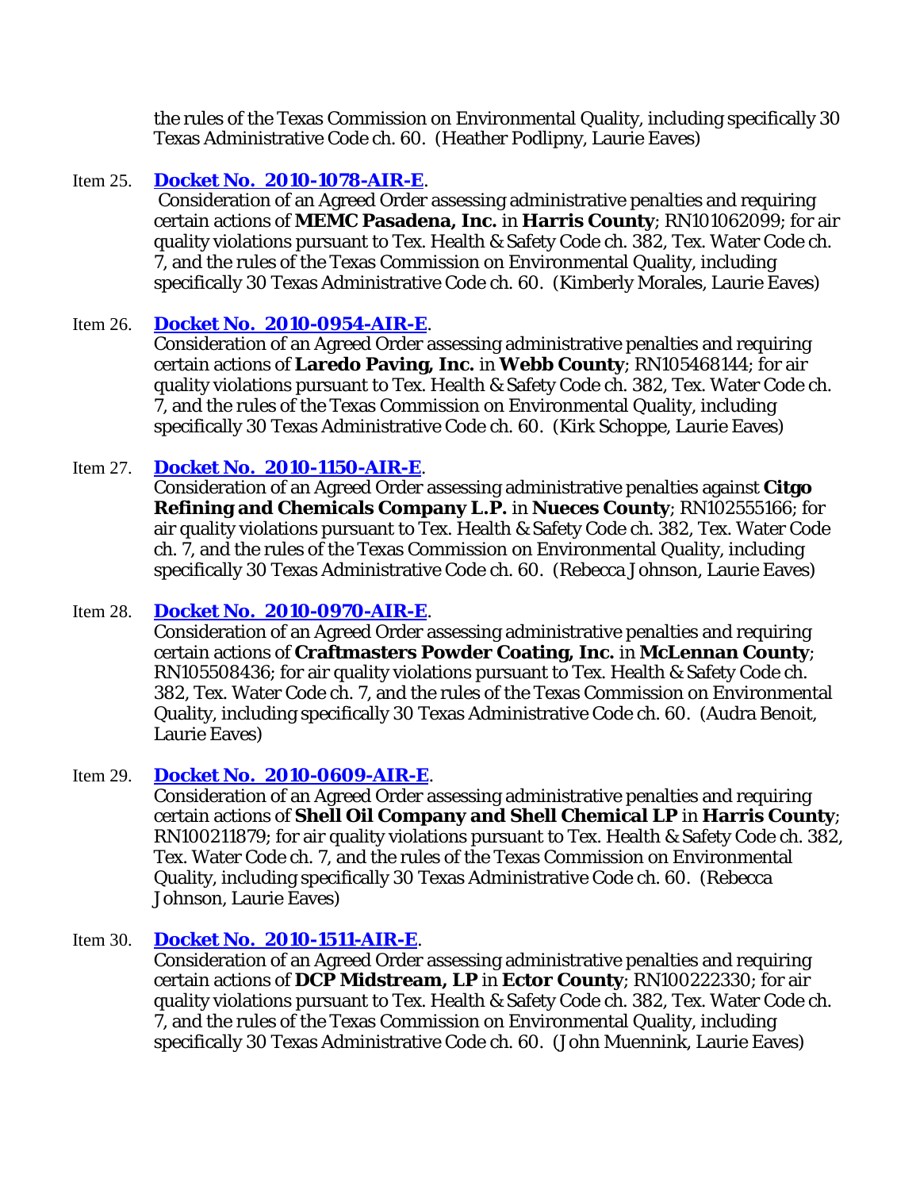the rules of the Texas Commission on Environmental Quality, including specifically 30 Texas Administrative Code ch. 60. (Heather Podlipny, Laurie Eaves)

Item 25. **Docket No. 2010-1078-AIR-E**.
Consideration of an Agreed Order assessing administrative penalties and requiring certain actions of **MEMC Pasadena, Inc.** in **Harris County**; RN101062099; for air quality violations pursuant to Tex. Health & Safety Code ch. 382, Tex. Water Code ch. 7, and the rules of the Texas Commission on Environmental Quality, including specifically 30 Texas Administrative Code ch. 60. (Kimberly Morales, Laurie Eaves)

Item 26. **Docket No. 2010-0954-AIR-E**.
Consideration of an Agreed Order assessing administrative penalties and requiring certain actions of **Laredo Paving, Inc.** in **Webb County**; RN105468144; for air quality violations pursuant to Tex. Health & Safety Code ch. 382, Tex. Water Code ch. 7, and the rules of the Texas Commission on Environmental Quality, including specifically 30 Texas Administrative Code ch. 60. (Kirk Schoppe, Laurie Eaves)

Item 27. **Docket No. 2010-1150-AIR-E**.
Consideration of an Agreed Order assessing administrative penalties against **Citgo Refining and Chemicals Company L.P.** in **Nueces County**; RN102555166; for air quality violations pursuant to Tex. Health & Safety Code ch. 382, Tex. Water Code ch. 7, and the rules of the Texas Commission on Environmental Quality, including specifically 30 Texas Administrative Code ch. 60. (Rebecca Johnson, Laurie Eaves)

Item 28. **Docket No. 2010-0970-AIR-E**.
Consideration of an Agreed Order assessing administrative penalties and requiring certain actions of **Craftmasters Powder Coating, Inc.** in **McLennan County**; RN105508436; for air quality violations pursuant to Tex. Health & Safety Code ch. 382, Tex. Water Code ch. 7, and the rules of the Texas Commission on Environmental Quality, including specifically 30 Texas Administrative Code ch. 60. (Audra Benoit, Laurie Eaves)

Item 29. **Docket No. 2010-0609-AIR-E**.
Consideration of an Agreed Order assessing administrative penalties and requiring certain actions of **Shell Oil Company and Shell Chemical LP** in **Harris County**; RN100211879; for air quality violations pursuant to Tex. Health & Safety Code ch. 382, Tex. Water Code ch. 7, and the rules of the Texas Commission on Environmental Quality, including specifically 30 Texas Administrative Code ch. 60. (Rebecca Johnson, Laurie Eaves)

Item 30. **Docket No. 2010-1511-AIR-E**.
Consideration of an Agreed Order assessing administrative penalties and requiring certain actions of **DCP Midstream, LP** in **Ector County**; RN100222330; for air quality violations pursuant to Tex. Health & Safety Code ch. 382, Tex. Water Code ch. 7, and the rules of the Texas Commission on Environmental Quality, including specifically 30 Texas Administrative Code ch. 60. (John Muennink, Laurie Eaves)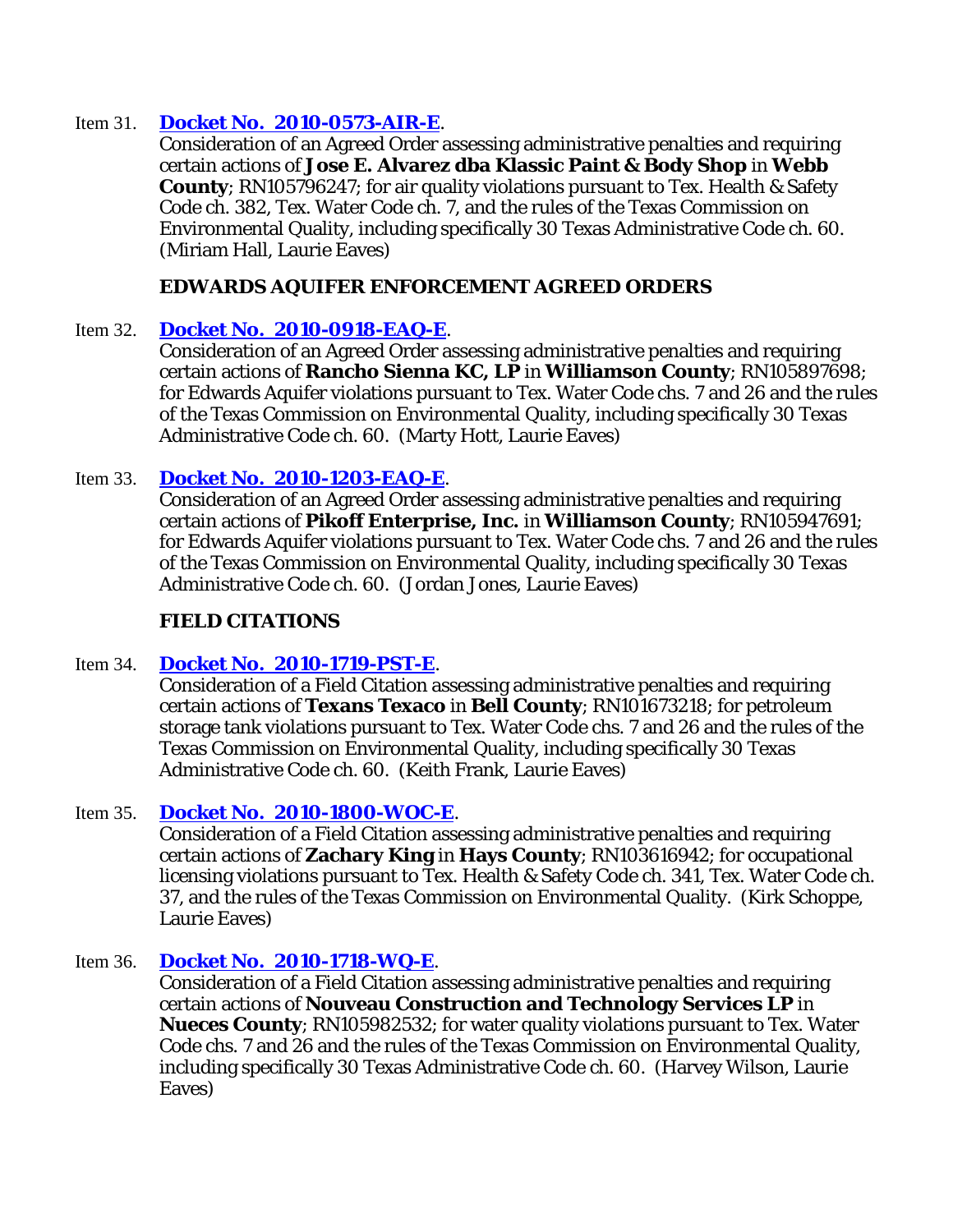Item 31. **Docket No. 2010-0573-AIR-E**.
Consideration of an Agreed Order assessing administrative penalties and requiring certain actions of **Jose E. Alvarez dba Klassic Paint & Body Shop** in **Webb County**; RN105796247; for air quality violations pursuant to Tex. Health & Safety Code ch. 382, Tex. Water Code ch. 7, and the rules of the Texas Commission on Environmental Quality, including specifically 30 Texas Administrative Code ch. 60. (Miriam Hall, Laurie Eaves)

**EDWARDS AQUIFER ENFORCEMENT AGREED ORDERS**

Item 32. **Docket No. 2010-0918-EAQ-E**.
Consideration of an Agreed Order assessing administrative penalties and requiring certain actions of **Rancho Sienna KC, LP** in **Williamson County**; RN105897698; for Edwards Aquifer violations pursuant to Tex. Water Code chs. 7 and 26 and the rules of the Texas Commission on Environmental Quality, including specifically 30 Texas Administrative Code ch. 60. (Marty Hott, Laurie Eaves)

Item 33. **Docket No. 2010-1203-EAQ-E**.
Consideration of an Agreed Order assessing administrative penalties and requiring certain actions of **Pikoff Enterprise, Inc.** in **Williamson County**; RN105947691; for Edwards Aquifer violations pursuant to Tex. Water Code chs. 7 and 26 and the rules of the Texas Commission on Environmental Quality, including specifically 30 Texas Administrative Code ch. 60. (Jordan Jones, Laurie Eaves)

**FIELD CITATIONS**

Item 34. **Docket No. 2010-1719-PST-E**.
Consideration of a Field Citation assessing administrative penalties and requiring certain actions of **Texans Texaco** in **Bell County**; RN101673218; for petroleum storage tank violations pursuant to Tex. Water Code chs. 7 and 26 and the rules of the Texas Commission on Environmental Quality, including specifically 30 Texas Administrative Code ch. 60. (Keith Frank, Laurie Eaves)

Item 35. **Docket No. 2010-1800-WOC-E**.
Consideration of a Field Citation assessing administrative penalties and requiring certain actions of **Zachary King** in **Hays County**; RN103616942; for occupational licensing violations pursuant to Tex. Health & Safety Code ch. 341, Tex. Water Code ch. 37, and the rules of the Texas Commission on Environmental Quality. (Kirk Schoppe, Laurie Eaves)

Item 36. **Docket No. 2010-1718-WQ-E**.
Consideration of a Field Citation assessing administrative penalties and requiring certain actions of **Nouveau Construction and Technology Services LP** in **Nueces County**; RN105982532; for water quality violations pursuant to Tex. Water Code chs. 7 and 26 and the rules of the Texas Commission on Environmental Quality, including specifically 30 Texas Administrative Code ch. 60. (Harvey Wilson, Laurie Eaves)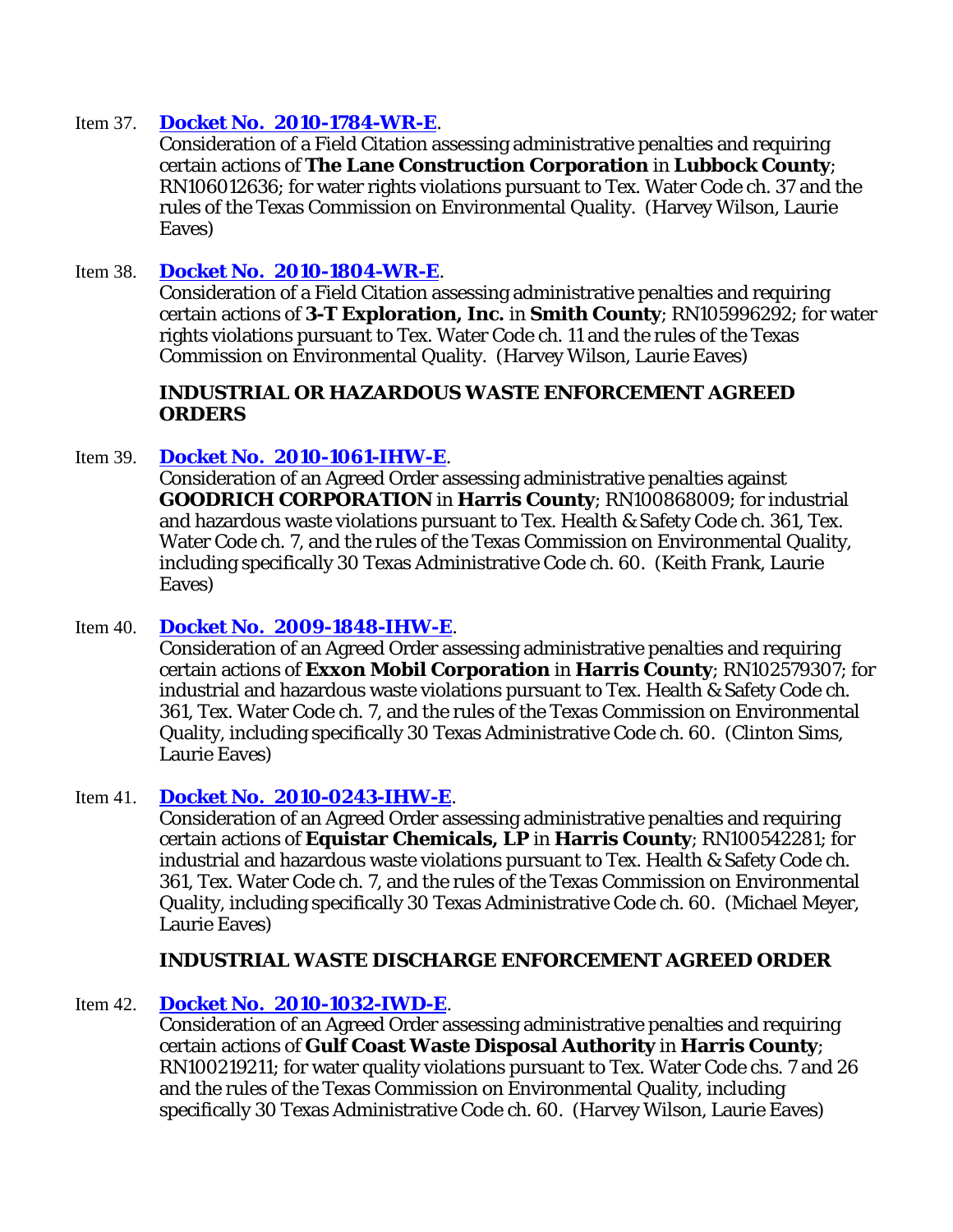Item 37. **Docket No. 2010-1784-WR-E**.
Consideration of a Field Citation assessing administrative penalties and requiring certain actions of **The Lane Construction Corporation** in **Lubbock County**; RN106012636; for water rights violations pursuant to Tex. Water Code ch. 37 and the rules of the Texas Commission on Environmental Quality. (Harvey Wilson, Laurie Eaves)

Item 38. **Docket No. 2010-1804-WR-E**.
Consideration of a Field Citation assessing administrative penalties and requiring certain actions of **3-T Exploration, Inc.** in **Smith County**; RN105996292; for water rights violations pursuant to Tex. Water Code ch. 11 and the rules of the Texas Commission on Environmental Quality. (Harvey Wilson, Laurie Eaves)

**INDUSTRIAL OR HAZARDOUS WASTE ENFORCEMENT AGREED ORDERS**

Item 39. **Docket No. 2010-1061-IHW-E**.
Consideration of an Agreed Order assessing administrative penalties against **GOODRICH CORPORATION** in **Harris County**; RN100868009; for industrial and hazardous waste violations pursuant to Tex. Health & Safety Code ch. 361, Tex. Water Code ch. 7, and the rules of the Texas Commission on Environmental Quality, including specifically 30 Texas Administrative Code ch. 60. (Keith Frank, Laurie Eaves)

Item 40. **Docket No. 2009-1848-IHW-E**.
Consideration of an Agreed Order assessing administrative penalties and requiring certain actions of **Exxon Mobil Corporation** in **Harris County**; RN102579307; for industrial and hazardous waste violations pursuant to Tex. Health & Safety Code ch. 361, Tex. Water Code ch. 7, and the rules of the Texas Commission on Environmental Quality, including specifically 30 Texas Administrative Code ch. 60. (Clinton Sims, Laurie Eaves)

Item 41. **Docket No. 2010-0243-IHW-E**.
Consideration of an Agreed Order assessing administrative penalties and requiring certain actions of **Equistar Chemicals, LP** in **Harris County**; RN100542281; for industrial and hazardous waste violations pursuant to Tex. Health & Safety Code ch. 361, Tex. Water Code ch. 7, and the rules of the Texas Commission on Environmental Quality, including specifically 30 Texas Administrative Code ch. 60. (Michael Meyer, Laurie Eaves)

**INDUSTRIAL WASTE DISCHARGE ENFORCEMENT AGREED ORDER**

Item 42. **Docket No. 2010-1032-IWD-E**.
Consideration of an Agreed Order assessing administrative penalties and requiring certain actions of **Gulf Coast Waste Disposal Authority** in **Harris County**; RN100219211; for water quality violations pursuant to Tex. Water Code chs. 7 and 26 and the rules of the Texas Commission on Environmental Quality, including specifically 30 Texas Administrative Code ch. 60. (Harvey Wilson, Laurie Eaves)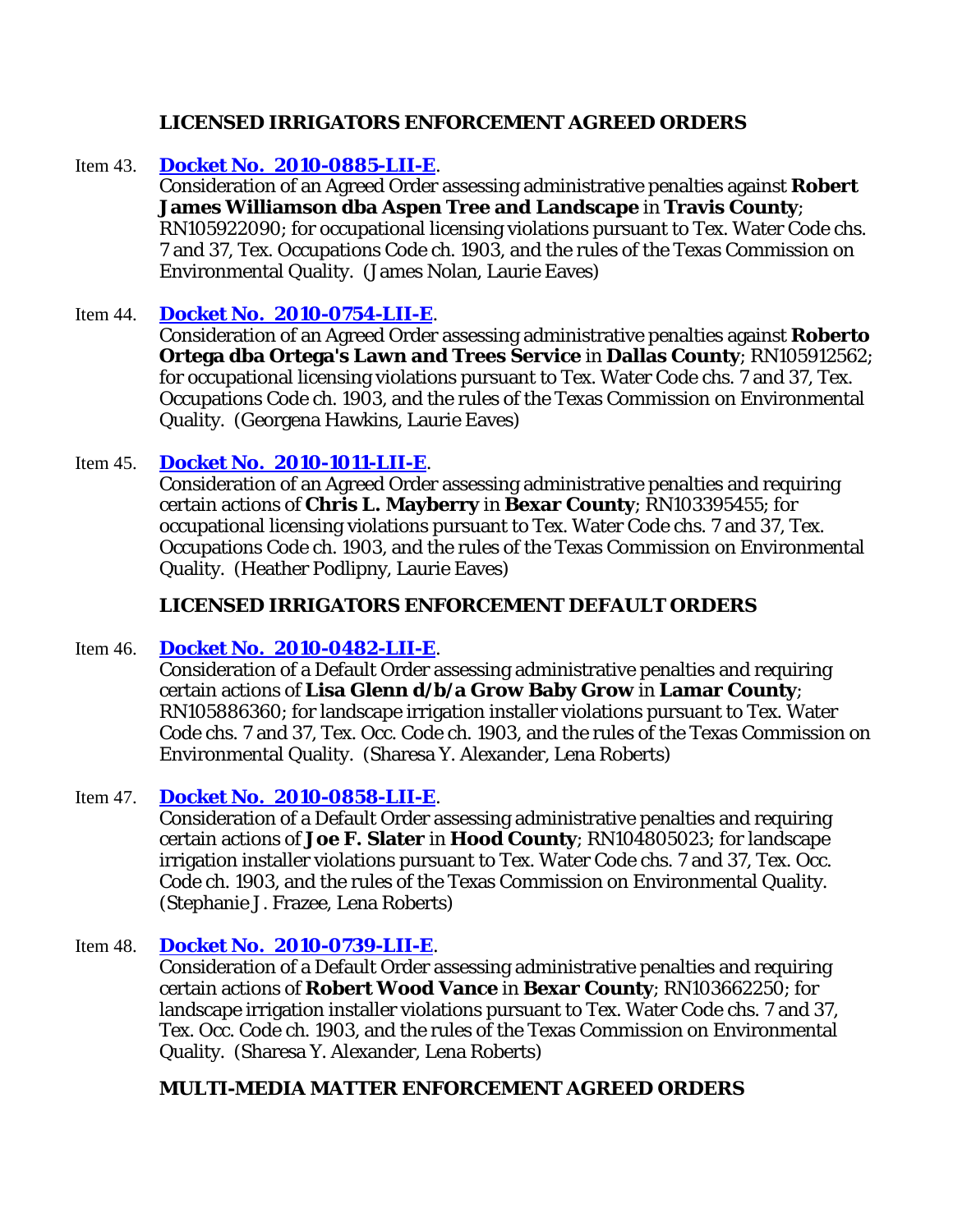## LICENSED IRRIGATORS ENFORCEMENT AGREED ORDERS

Item 43. **Docket No. 2010-0885-LII-E**.
Consideration of an Agreed Order assessing administrative penalties against **Robert James Williamson dba Aspen Tree and Landscape** in **Travis County**; RN105922090; for occupational licensing violations pursuant to Tex. Water Code chs. 7 and 37, Tex. Occupations Code ch. 1903, and the rules of the Texas Commission on Environmental Quality. (James Nolan, Laurie Eaves)

Item 44. **Docket No. 2010-0754-LII-E**.
Consideration of an Agreed Order assessing administrative penalties against **Roberto Ortega dba Ortega's Lawn and Trees Service** in **Dallas County**; RN105912562; for occupational licensing violations pursuant to Tex. Water Code chs. 7 and 37, Tex. Occupations Code ch. 1903, and the rules of the Texas Commission on Environmental Quality. (Georgena Hawkins, Laurie Eaves)

Item 45. **Docket No. 2010-1011-LII-E**.
Consideration of an Agreed Order assessing administrative penalties and requiring certain actions of **Chris L. Mayberry** in **Bexar County**; RN103395455; for occupational licensing violations pursuant to Tex. Water Code chs. 7 and 37, Tex. Occupations Code ch. 1903, and the rules of the Texas Commission on Environmental Quality. (Heather Podlipny, Laurie Eaves)

## LICENSED IRRIGATORS ENFORCEMENT DEFAULT ORDERS

Item 46. **Docket No. 2010-0482-LII-E**.
Consideration of a Default Order assessing administrative penalties and requiring certain actions of **Lisa Glenn d/b/a Grow Baby Grow** in **Lamar County**; RN105886360; for landscape irrigation installer violations pursuant to Tex. Water Code chs. 7 and 37, Tex. Occ. Code ch. 1903, and the rules of the Texas Commission on Environmental Quality. (Sharesa Y. Alexander, Lena Roberts)

Item 47. **Docket No. 2010-0858-LII-E**.
Consideration of a Default Order assessing administrative penalties and requiring certain actions of **Joe F. Slater** in **Hood County**; RN104805023; for landscape irrigation installer violations pursuant to Tex. Water Code chs. 7 and 37, Tex. Occ. Code ch. 1903, and the rules of the Texas Commission on Environmental Quality. (Stephanie J. Frazee, Lena Roberts)

Item 48. **Docket No. 2010-0739-LII-E**.
Consideration of a Default Order assessing administrative penalties and requiring certain actions of **Robert Wood Vance** in **Bexar County**; RN103662250; for landscape irrigation installer violations pursuant to Tex. Water Code chs. 7 and 37, Tex. Occ. Code ch. 1903, and the rules of the Texas Commission on Environmental Quality. (Sharesa Y. Alexander, Lena Roberts)

## MULTI-MEDIA MATTER ENFORCEMENT AGREED ORDERS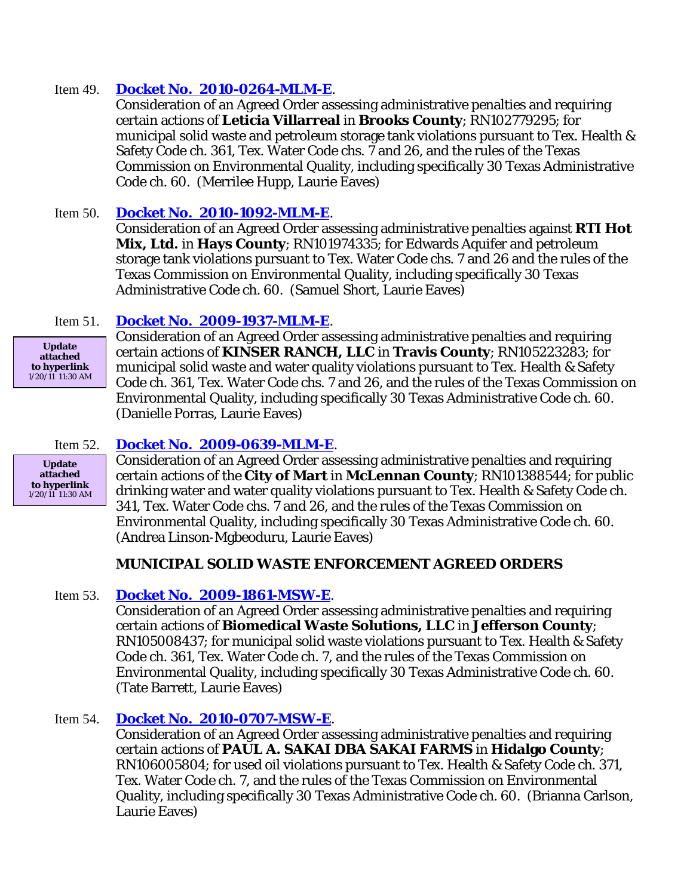Item 49. **Docket No. 2010-0264-MLM-E**.
Consideration of an Agreed Order assessing administrative penalties and requiring certain actions of **Leticia Villarreal** in **Brooks County**; RN102779295; for municipal solid waste and petroleum storage tank violations pursuant to Tex. Health & Safety Code ch. 361, Tex. Water Code chs. 7 and 26, and the rules of the Texas Commission on Environmental Quality, including specifically 30 Texas Administrative Code ch. 60. (Merrilee Hupp, Laurie Eaves)

Item 50. **Docket No. 2010-1092-MLM-E**.
Consideration of an Agreed Order assessing administrative penalties against **RTI Hot Mix, Ltd.** in **Hays County**; RN101974335; for Edwards Aquifer and petroleum storage tank violations pursuant to Tex. Water Code chs. 7 and 26 and the rules of the Texas Commission on Environmental Quality, including specifically 30 Texas Administrative Code ch. 60. (Samuel Short, Laurie Eaves)

Item 51. **Docket No. 2009-1937-MLM-E**.

**Update attached to hyperlink** 1/20/11 11:30 AM

Consideration of an Agreed Order assessing administrative penalties and requiring certain actions of **KINSER RANCH, LLC** in **Travis County**; RN105223283; for municipal solid waste and water quality violations pursuant to Tex. Health & Safety Code ch. 361, Tex. Water Code chs. 7 and 26, and the rules of the Texas Commission on Environmental Quality, including specifically 30 Texas Administrative Code ch. 60. (Danielle Porras, Laurie Eaves)

Item 52. **Docket No. 2009-0639-MLM-E**.

**Update attached to hyperlink** 1/20/11 11:30 AM

Consideration of an Agreed Order assessing administrative penalties and requiring certain actions of the **City of Mart** in **McLennan County**; RN101388544; for public drinking water and water quality violations pursuant to Tex. Health & Safety Code ch. 341, Tex. Water Code chs. 7 and 26, and the rules of the Texas Commission on Environmental Quality, including specifically 30 Texas Administrative Code ch. 60. (Andrea Linson-Mgbeoduru, Laurie Eaves)

## MUNICIPAL SOLID WASTE ENFORCEMENT AGREED ORDERS

Item 53. **Docket No. 2009-1861-MSW-E**.
Consideration of an Agreed Order assessing administrative penalties and requiring certain actions of **Biomedical Waste Solutions, LLC** in **Jefferson County**; RN105008437; for municipal solid waste violations pursuant to Tex. Health & Safety Code ch. 361, Tex. Water Code ch. 7, and the rules of the Texas Commission on Environmental Quality, including specifically 30 Texas Administrative Code ch. 60. (Tate Barrett, Laurie Eaves)

Item 54. **Docket No. 2010-0707-MSW-E**.
Consideration of an Agreed Order assessing administrative penalties and requiring certain actions of **PAUL A. SAKAI DBA SAKAI FARMS** in **Hidalgo County**; RN106005804; for used oil violations pursuant to Tex. Health & Safety Code ch. 371, Tex. Water Code ch. 7, and the rules of the Texas Commission on Environmental Quality, including specifically 30 Texas Administrative Code ch. 60. (Brianna Carlson, Laurie Eaves)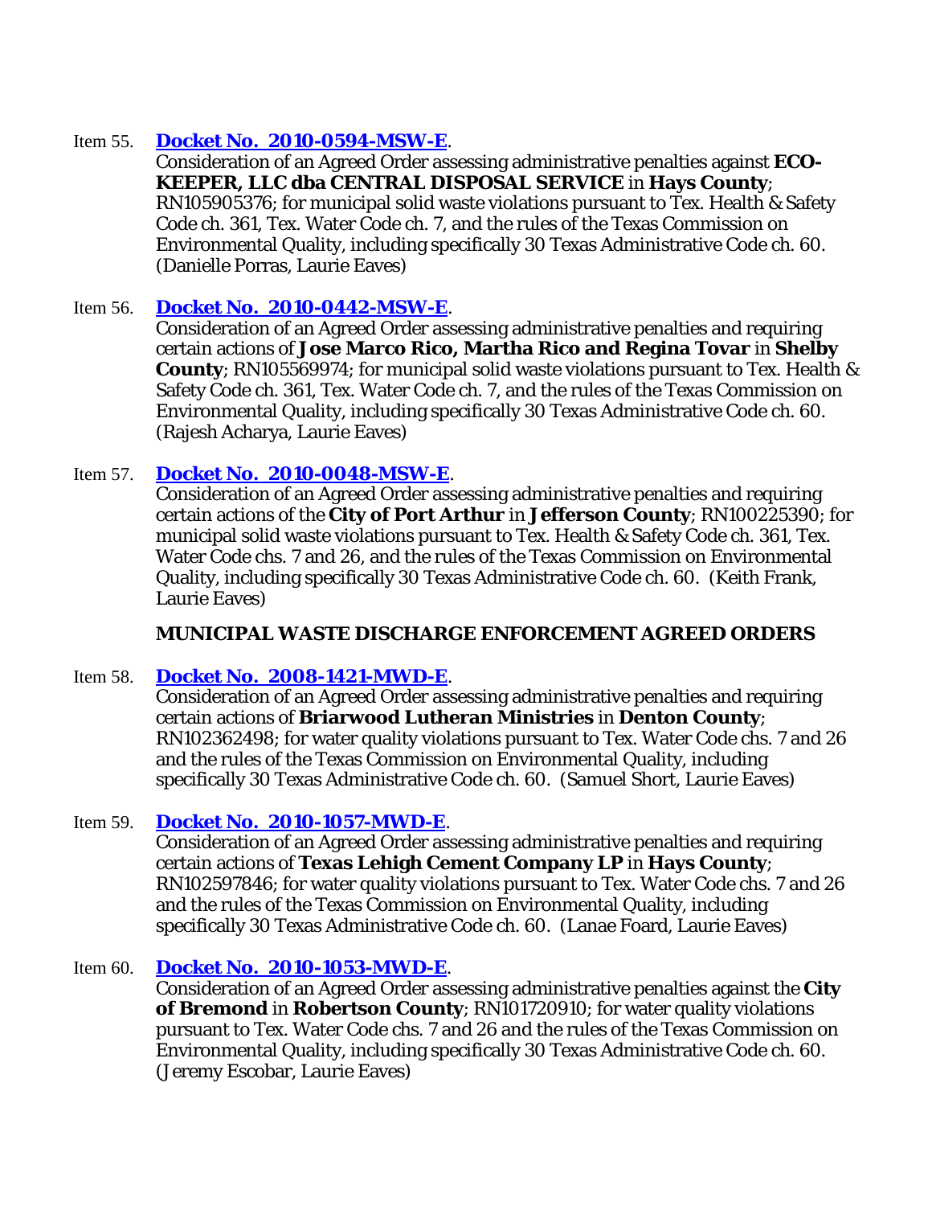Item 55. **[Docket No. 2010-0594-MSW-E]**.
Consideration of an Agreed Order assessing administrative penalties against **ECO-KEEPER, LLC dba CENTRAL DISPOSAL SERVICE** in **Hays County**; RN105905376; for municipal solid waste violations pursuant to Tex. Health & Safety Code ch. 361, Tex. Water Code ch. 7, and the rules of the Texas Commission on Environmental Quality, including specifically 30 Texas Administrative Code ch. 60. (Danielle Porras, Laurie Eaves)

Item 56. **[Docket No. 2010-0442-MSW-E]**.
Consideration of an Agreed Order assessing administrative penalties and requiring certain actions of **Jose Marco Rico, Martha Rico and Regina Tovar** in **Shelby County**; RN105569974; for municipal solid waste violations pursuant to Tex. Health & Safety Code ch. 361, Tex. Water Code ch. 7, and the rules of the Texas Commission on Environmental Quality, including specifically 30 Texas Administrative Code ch. 60. (Rajesh Acharya, Laurie Eaves)

Item 57. **[Docket No. 2010-0048-MSW-E]**.
Consideration of an Agreed Order assessing administrative penalties and requiring certain actions of the **City of Port Arthur** in **Jefferson County**; RN100225390; for municipal solid waste violations pursuant to Tex. Health & Safety Code ch. 361, Tex. Water Code chs. 7 and 26, and the rules of the Texas Commission on Environmental Quality, including specifically 30 Texas Administrative Code ch. 60. (Keith Frank, Laurie Eaves)

**MUNICIPAL WASTE DISCHARGE ENFORCEMENT AGREED ORDERS**

Item 58. **[Docket No. 2008-1421-MWD-E]**.
Consideration of an Agreed Order assessing administrative penalties and requiring certain actions of **Briarwood Lutheran Ministries** in **Denton County**; RN102362498; for water quality violations pursuant to Tex. Water Code chs. 7 and 26 and the rules of the Texas Commission on Environmental Quality, including specifically 30 Texas Administrative Code ch. 60. (Samuel Short, Laurie Eaves)

Item 59. **[Docket No. 2010-1057-MWD-E]**.
Consideration of an Agreed Order assessing administrative penalties and requiring certain actions of **Texas Lehigh Cement Company LP** in **Hays County**; RN102597846; for water quality violations pursuant to Tex. Water Code chs. 7 and 26 and the rules of the Texas Commission on Environmental Quality, including specifically 30 Texas Administrative Code ch. 60. (Lanae Foard, Laurie Eaves)

Item 60. **[Docket No. 2010-1053-MWD-E]**.
Consideration of an Agreed Order assessing administrative penalties against the **City of Bremond** in **Robertson County**; RN101720910; for water quality violations pursuant to Tex. Water Code chs. 7 and 26 and the rules of the Texas Commission on Environmental Quality, including specifically 30 Texas Administrative Code ch. 60. (Jeremy Escobar, Laurie Eaves)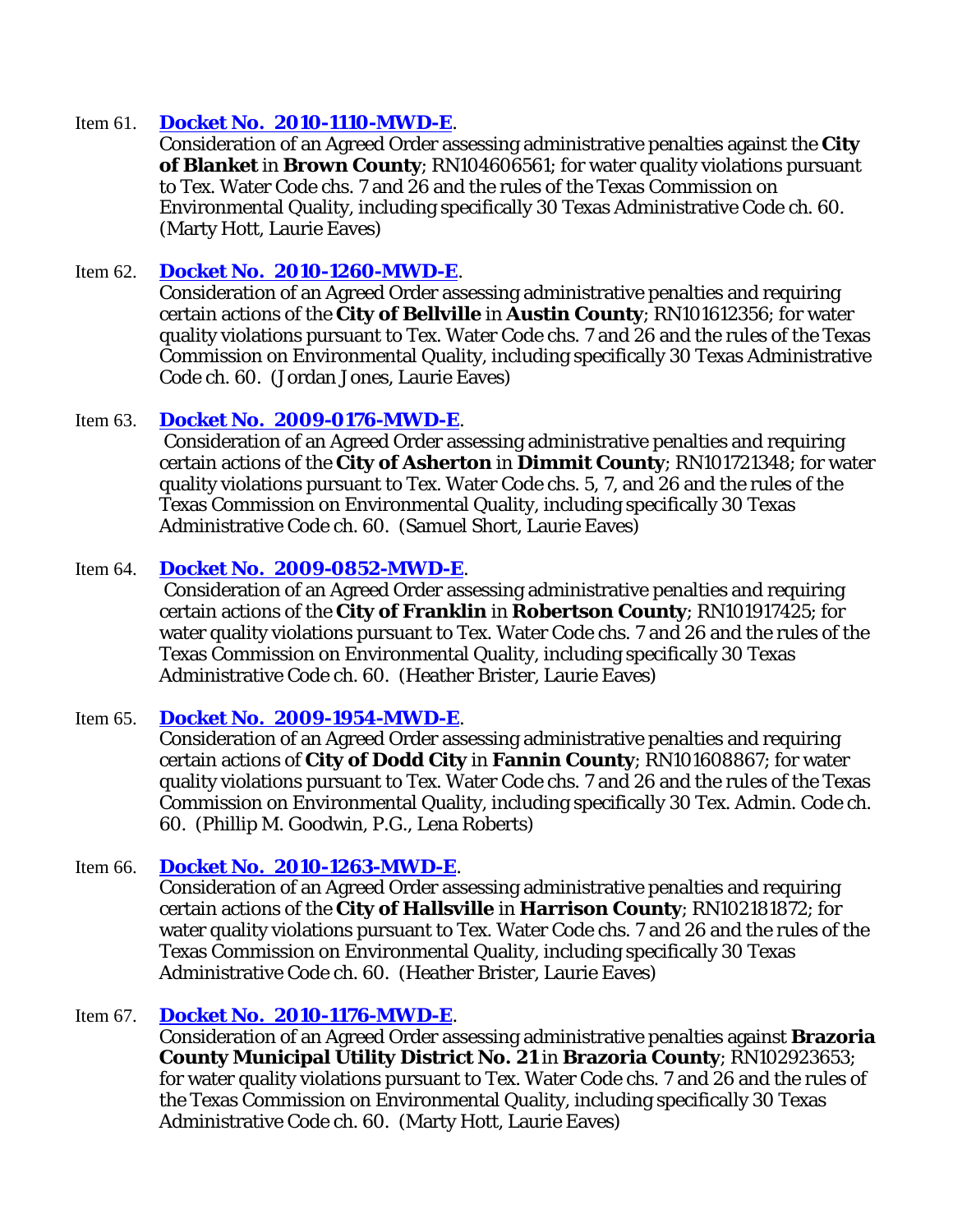Item 61. **Docket No. 2010-1110-MWD-E**.
Consideration of an Agreed Order assessing administrative penalties against the **City of Blanket** in **Brown County**; RN104606561; for water quality violations pursuant to Tex. Water Code chs. 7 and 26 and the rules of the Texas Commission on Environmental Quality, including specifically 30 Texas Administrative Code ch. 60. (Marty Hott, Laurie Eaves)

Item 62. **Docket No. 2010-1260-MWD-E**.
Consideration of an Agreed Order assessing administrative penalties and requiring certain actions of the **City of Bellville** in **Austin County**; RN101612356; for water quality violations pursuant to Tex. Water Code chs. 7 and 26 and the rules of the Texas Commission on Environmental Quality, including specifically 30 Texas Administrative Code ch. 60. (Jordan Jones, Laurie Eaves)

Item 63. **Docket No. 2009-0176-MWD-E**.
Consideration of an Agreed Order assessing administrative penalties and requiring certain actions of the **City of Asherton** in **Dimmit County**; RN101721348; for water quality violations pursuant to Tex. Water Code chs. 5, 7, and 26 and the rules of the Texas Commission on Environmental Quality, including specifically 30 Texas Administrative Code ch. 60. (Samuel Short, Laurie Eaves)

Item 64. **Docket No. 2009-0852-MWD-E**.
Consideration of an Agreed Order assessing administrative penalties and requiring certain actions of the **City of Franklin** in **Robertson County**; RN101917425; for water quality violations pursuant to Tex. Water Code chs. 7 and 26 and the rules of the Texas Commission on Environmental Quality, including specifically 30 Texas Administrative Code ch. 60. (Heather Brister, Laurie Eaves)

Item 65. **Docket No. 2009-1954-MWD-E**.
Consideration of an Agreed Order assessing administrative penalties and requiring certain actions of **City of Dodd City** in **Fannin County**; RN101608867; for water quality violations pursuant to Tex. Water Code chs. 7 and 26 and the rules of the Texas Commission on Environmental Quality, including specifically 30 Tex. Admin. Code ch. 60. (Phillip M. Goodwin, P.G., Lena Roberts)

Item 66. **Docket No. 2010-1263-MWD-E**.
Consideration of an Agreed Order assessing administrative penalties and requiring certain actions of the **City of Hallsville** in **Harrison County**; RN102181872; for water quality violations pursuant to Tex. Water Code chs. 7 and 26 and the rules of the Texas Commission on Environmental Quality, including specifically 30 Texas Administrative Code ch. 60. (Heather Brister, Laurie Eaves)

Item 67. **Docket No. 2010-1176-MWD-E**.
Consideration of an Agreed Order assessing administrative penalties against **Brazoria County Municipal Utility District No. 21** in **Brazoria County**; RN102923653; for water quality violations pursuant to Tex. Water Code chs. 7 and 26 and the rules of the Texas Commission on Environmental Quality, including specifically 30 Texas Administrative Code ch. 60. (Marty Hott, Laurie Eaves)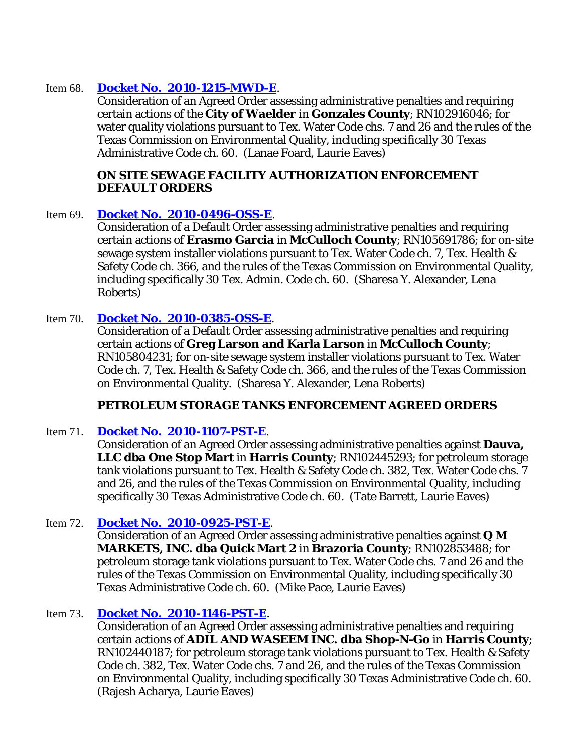Item 68. **Docket No. 2010-1215-MWD-E**.
Consideration of an Agreed Order assessing administrative penalties and requiring certain actions of the **City of Waelder** in **Gonzales County**; RN102916046; for water quality violations pursuant to Tex. Water Code chs. 7 and 26 and the rules of the Texas Commission on Environmental Quality, including specifically 30 Texas Administrative Code ch. 60. (Lanae Foard, Laurie Eaves)

**ON SITE SEWAGE FACILITY AUTHORIZATION ENFORCEMENT DEFAULT ORDERS**

Item 69. **Docket No. 2010-0496-OSS-E**.
Consideration of a Default Order assessing administrative penalties and requiring certain actions of **Erasmo Garcia** in **McCulloch County**; RN105691786; for on-site sewage system installer violations pursuant to Tex. Water Code ch. 7, Tex. Health & Safety Code ch. 366, and the rules of the Texas Commission on Environmental Quality, including specifically 30 Tex. Admin. Code ch. 60. (Sharesa Y. Alexander, Lena Roberts)

Item 70. **Docket No. 2010-0385-OSS-E**.
Consideration of a Default Order assessing administrative penalties and requiring certain actions of **Greg Larson and Karla Larson** in **McCulloch County**; RN105804231; for on-site sewage system installer violations pursuant to Tex. Water Code ch. 7, Tex. Health & Safety Code ch. 366, and the rules of the Texas Commission on Environmental Quality. (Sharesa Y. Alexander, Lena Roberts)

**PETROLEUM STORAGE TANKS ENFORCEMENT AGREED ORDERS**

Item 71. **Docket No. 2010-1107-PST-E**.
Consideration of an Agreed Order assessing administrative penalties against **Dauva, LLC dba One Stop Mart** in **Harris County**; RN102445293; for petroleum storage tank violations pursuant to Tex. Health & Safety Code ch. 382, Tex. Water Code chs. 7 and 26, and the rules of the Texas Commission on Environmental Quality, including specifically 30 Texas Administrative Code ch. 60. (Tate Barrett, Laurie Eaves)

Item 72. **Docket No. 2010-0925-PST-E**.
Consideration of an Agreed Order assessing administrative penalties against **Q M MARKETS, INC. dba Quick Mart 2** in **Brazoria County**; RN102853488; for petroleum storage tank violations pursuant to Tex. Water Code chs. 7 and 26 and the rules of the Texas Commission on Environmental Quality, including specifically 30 Texas Administrative Code ch. 60. (Mike Pace, Laurie Eaves)

Item 73. **Docket No. 2010-1146-PST-E**.
Consideration of an Agreed Order assessing administrative penalties and requiring certain actions of **ADIL AND WASEEM INC. dba Shop-N-Go** in **Harris County**; RN102440187; for petroleum storage tank violations pursuant to Tex. Health & Safety Code ch. 382, Tex. Water Code chs. 7 and 26, and the rules of the Texas Commission on Environmental Quality, including specifically 30 Texas Administrative Code ch. 60. (Rajesh Acharya, Laurie Eaves)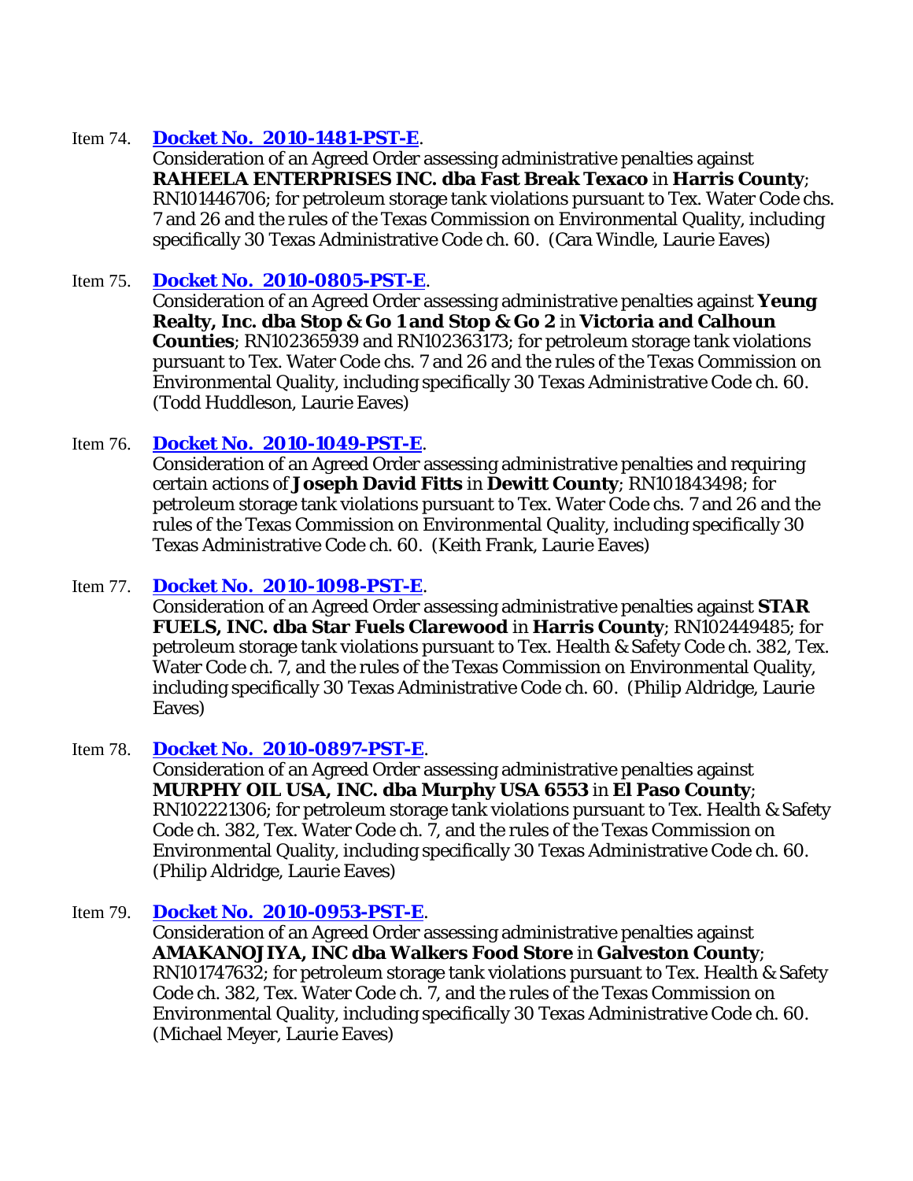Item 74. **Docket No. 2010-1481-PST-E**.
Consideration of an Agreed Order assessing administrative penalties against **RAHEELA ENTERPRISES INC. dba Fast Break Texaco** in **Harris County**; RN101446706; for petroleum storage tank violations pursuant to Tex. Water Code chs. 7 and 26 and the rules of the Texas Commission on Environmental Quality, including specifically 30 Texas Administrative Code ch. 60. (Cara Windle, Laurie Eaves)

Item 75. **Docket No. 2010-0805-PST-E**.
Consideration of an Agreed Order assessing administrative penalties against **Yeung Realty, Inc. dba Stop & Go 1 and Stop & Go 2** in **Victoria and Calhoun Counties**; RN102365939 and RN102363173; for petroleum storage tank violations pursuant to Tex. Water Code chs. 7 and 26 and the rules of the Texas Commission on Environmental Quality, including specifically 30 Texas Administrative Code ch. 60. (Todd Huddleson, Laurie Eaves)

Item 76. **Docket No. 2010-1049-PST-E**.
Consideration of an Agreed Order assessing administrative penalties and requiring certain actions of **Joseph David Fitts** in **Dewitt County**; RN101843498; for petroleum storage tank violations pursuant to Tex. Water Code chs. 7 and 26 and the rules of the Texas Commission on Environmental Quality, including specifically 30 Texas Administrative Code ch. 60. (Keith Frank, Laurie Eaves)

Item 77. **Docket No. 2010-1098-PST-E**.
Consideration of an Agreed Order assessing administrative penalties against **STAR FUELS, INC. dba Star Fuels Clarewood** in **Harris County**; RN102449485; for petroleum storage tank violations pursuant to Tex. Health & Safety Code ch. 382, Tex. Water Code ch. 7, and the rules of the Texas Commission on Environmental Quality, including specifically 30 Texas Administrative Code ch. 60. (Philip Aldridge, Laurie Eaves)

Item 78. **Docket No. 2010-0897-PST-E**.
Consideration of an Agreed Order assessing administrative penalties against **MURPHY OIL USA, INC. dba Murphy USA 6553** in **El Paso County**; RN102221306; for petroleum storage tank violations pursuant to Tex. Health & Safety Code ch. 382, Tex. Water Code ch. 7, and the rules of the Texas Commission on Environmental Quality, including specifically 30 Texas Administrative Code ch. 60. (Philip Aldridge, Laurie Eaves)

Item 79. **Docket No. 2010-0953-PST-E**.
Consideration of an Agreed Order assessing administrative penalties against **AMAKANOJIYA, INC dba Walkers Food Store** in **Galveston County**; RN101747632; for petroleum storage tank violations pursuant to Tex. Health & Safety Code ch. 382, Tex. Water Code ch. 7, and the rules of the Texas Commission on Environmental Quality, including specifically 30 Texas Administrative Code ch. 60. (Michael Meyer, Laurie Eaves)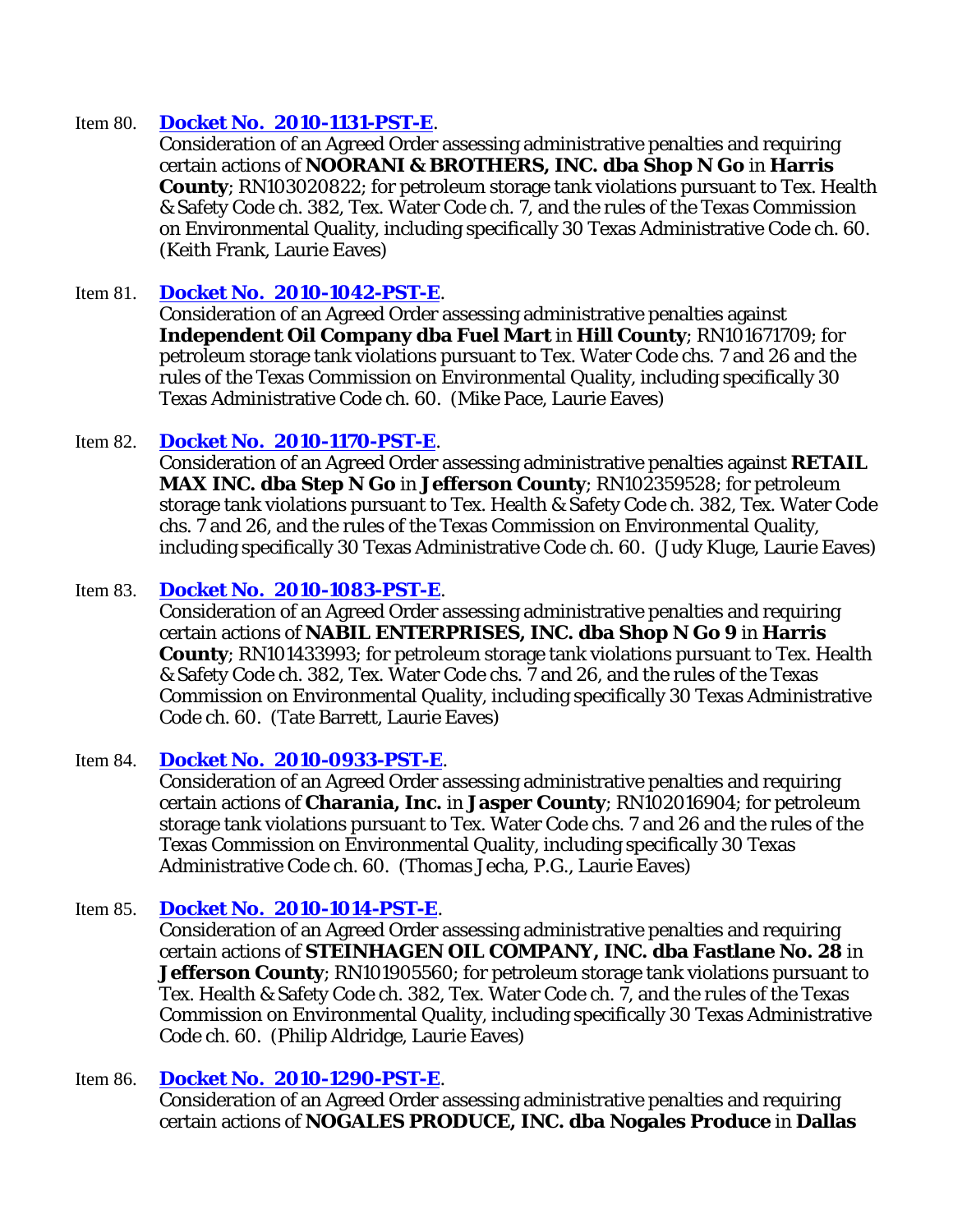Item 80. **Docket No. 2010-1131-PST-E**.
Consideration of an Agreed Order assessing administrative penalties and requiring certain actions of **NOORANI & BROTHERS, INC. dba Shop N Go** in **Harris County**; RN103020822; for petroleum storage tank violations pursuant to Tex. Health & Safety Code ch. 382, Tex. Water Code ch. 7, and the rules of the Texas Commission on Environmental Quality, including specifically 30 Texas Administrative Code ch. 60. (Keith Frank, Laurie Eaves)

Item 81. **Docket No. 2010-1042-PST-E**.
Consideration of an Agreed Order assessing administrative penalties against **Independent Oil Company dba Fuel Mart** in **Hill County**; RN101671709; for petroleum storage tank violations pursuant to Tex. Water Code chs. 7 and 26 and the rules of the Texas Commission on Environmental Quality, including specifically 30 Texas Administrative Code ch. 60. (Mike Pace, Laurie Eaves)

Item 82. **Docket No. 2010-1170-PST-E**.
Consideration of an Agreed Order assessing administrative penalties against **RETAIL MAX INC. dba Step N Go** in **Jefferson County**; RN102359528; for petroleum storage tank violations pursuant to Tex. Health & Safety Code ch. 382, Tex. Water Code chs. 7 and 26, and the rules of the Texas Commission on Environmental Quality, including specifically 30 Texas Administrative Code ch. 60. (Judy Kluge, Laurie Eaves)

Item 83. **Docket No. 2010-1083-PST-E**.
Consideration of an Agreed Order assessing administrative penalties and requiring certain actions of **NABIL ENTERPRISES, INC. dba Shop N Go 9** in **Harris County**; RN101433993; for petroleum storage tank violations pursuant to Tex. Health & Safety Code ch. 382, Tex. Water Code chs. 7 and 26, and the rules of the Texas Commission on Environmental Quality, including specifically 30 Texas Administrative Code ch. 60. (Tate Barrett, Laurie Eaves)

Item 84. **Docket No. 2010-0933-PST-E**.
Consideration of an Agreed Order assessing administrative penalties and requiring certain actions of **Charania, Inc.** in **Jasper County**; RN102016904; for petroleum storage tank violations pursuant to Tex. Water Code chs. 7 and 26 and the rules of the Texas Commission on Environmental Quality, including specifically 30 Texas Administrative Code ch. 60. (Thomas Jecha, P.G., Laurie Eaves)

Item 85. **Docket No. 2010-1014-PST-E**.
Consideration of an Agreed Order assessing administrative penalties and requiring certain actions of **STEINHAGEN OIL COMPANY, INC. dba Fastlane No. 28** in **Jefferson County**; RN101905560; for petroleum storage tank violations pursuant to Tex. Health & Safety Code ch. 382, Tex. Water Code ch. 7, and the rules of the Texas Commission on Environmental Quality, including specifically 30 Texas Administrative Code ch. 60. (Philip Aldridge, Laurie Eaves)

Item 86. **Docket No. 2010-1290-PST-E**.
Consideration of an Agreed Order assessing administrative penalties and requiring certain actions of **NOGALES PRODUCE, INC. dba Nogales Produce** in **Dallas**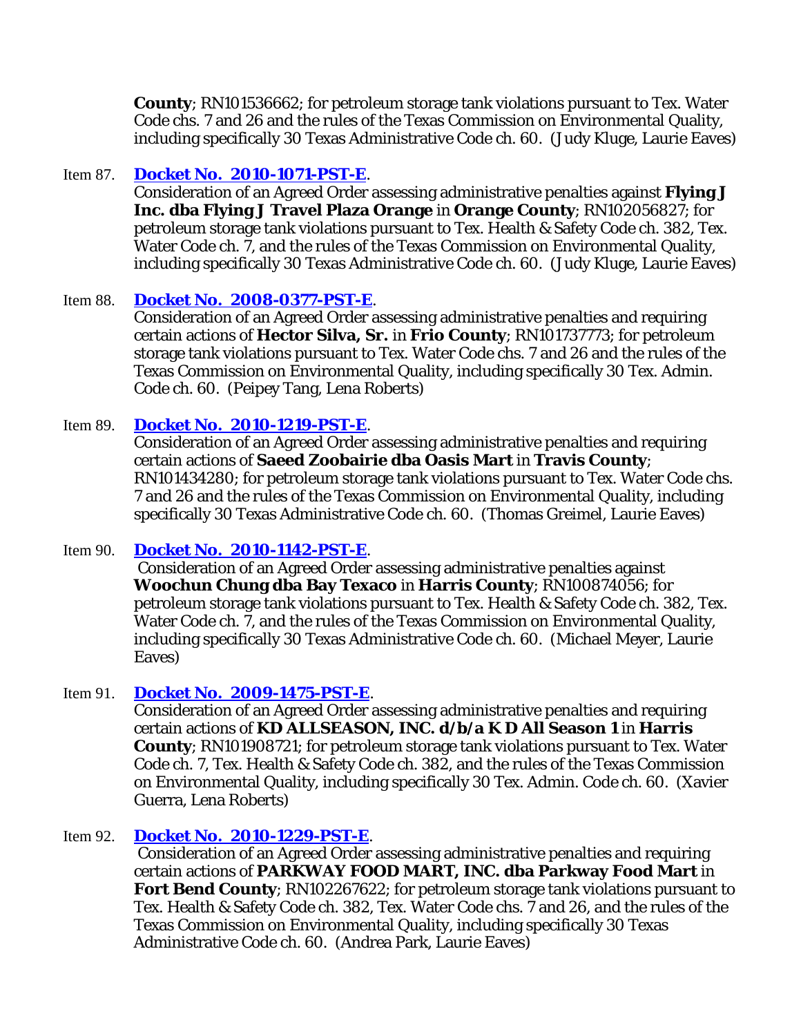**County**; RN101536662; for petroleum storage tank violations pursuant to Tex. Water Code chs. 7 and 26 and the rules of the Texas Commission on Environmental Quality, including specifically 30 Texas Administrative Code ch. 60. (Judy Kluge, Laurie Eaves)

Item 87. **Docket No. 2010-1071-PST-E**.
Consideration of an Agreed Order assessing administrative penalties against **Flying J Inc. dba Flying J Travel Plaza Orange** in **Orange County**; RN102056827; for petroleum storage tank violations pursuant to Tex. Health & Safety Code ch. 382, Tex. Water Code ch. 7, and the rules of the Texas Commission on Environmental Quality, including specifically 30 Texas Administrative Code ch. 60. (Judy Kluge, Laurie Eaves)

Item 88. **Docket No. 2008-0377-PST-E**.
Consideration of an Agreed Order assessing administrative penalties and requiring certain actions of **Hector Silva, Sr.** in **Frio County**; RN101737773; for petroleum storage tank violations pursuant to Tex. Water Code chs. 7 and 26 and the rules of the Texas Commission on Environmental Quality, including specifically 30 Tex. Admin. Code ch. 60. (Peipey Tang, Lena Roberts)

Item 89. **Docket No. 2010-1219-PST-E**.
Consideration of an Agreed Order assessing administrative penalties and requiring certain actions of **Saeed Zoobairie dba Oasis Mart** in **Travis County**; RN101434280; for petroleum storage tank violations pursuant to Tex. Water Code chs. 7 and 26 and the rules of the Texas Commission on Environmental Quality, including specifically 30 Texas Administrative Code ch. 60. (Thomas Greimel, Laurie Eaves)

Item 90. **Docket No. 2010-1142-PST-E**.
Consideration of an Agreed Order assessing administrative penalties against **Woochun Chung dba Bay Texaco** in **Harris County**; RN100874056; for petroleum storage tank violations pursuant to Tex. Health & Safety Code ch. 382, Tex. Water Code ch. 7, and the rules of the Texas Commission on Environmental Quality, including specifically 30 Texas Administrative Code ch. 60. (Michael Meyer, Laurie Eaves)

Item 91. **Docket No. 2009-1475-PST-E**.
Consideration of an Agreed Order assessing administrative penalties and requiring certain actions of **KD ALLSEASON, INC. d/b/a K D All Season 1** in **Harris County**; RN101908721; for petroleum storage tank violations pursuant to Tex. Water Code ch. 7, Tex. Health & Safety Code ch. 382, and the rules of the Texas Commission on Environmental Quality, including specifically 30 Tex. Admin. Code ch. 60. (Xavier Guerra, Lena Roberts)

Item 92. **Docket No. 2010-1229-PST-E**.
Consideration of an Agreed Order assessing administrative penalties and requiring certain actions of **PARKWAY FOOD MART, INC. dba Parkway Food Mart** in **Fort Bend County**; RN102267622; for petroleum storage tank violations pursuant to Tex. Health & Safety Code ch. 382, Tex. Water Code chs. 7 and 26, and the rules of the Texas Commission on Environmental Quality, including specifically 30 Texas Administrative Code ch. 60. (Andrea Park, Laurie Eaves)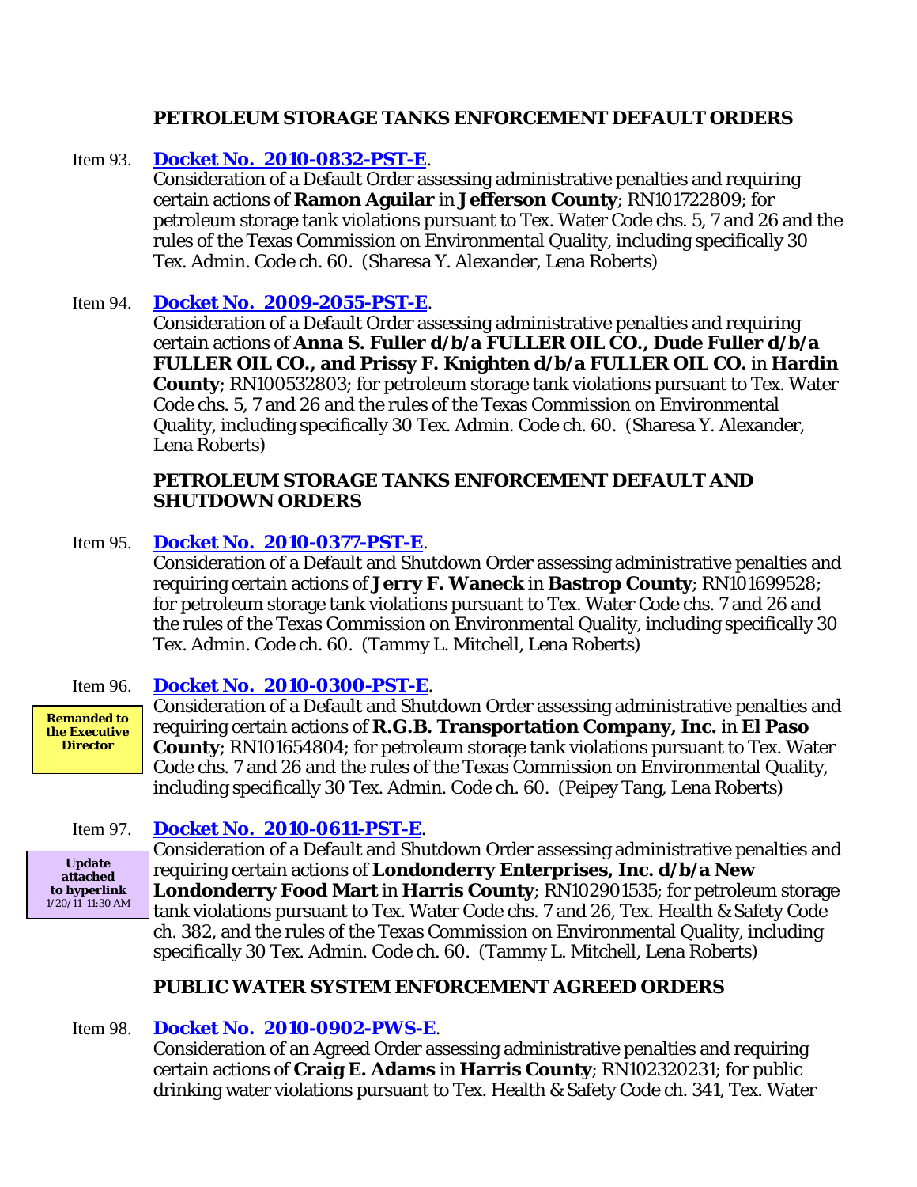## PETROLEUM STORAGE TANKS ENFORCEMENT DEFAULT ORDERS

Item 93. **Docket No. 2010-0832-PST-E**.
Consideration of a Default Order assessing administrative penalties and requiring certain actions of **Ramon Aguilar** in **Jefferson County**; RN101722809; for petroleum storage tank violations pursuant to Tex. Water Code chs. 5, 7 and 26 and the rules of the Texas Commission on Environmental Quality, including specifically 30 Tex. Admin. Code ch. 60. (Sharesa Y. Alexander, Lena Roberts)

Item 94. **Docket No. 2009-2055-PST-E**.
Consideration of a Default Order assessing administrative penalties and requiring certain actions of **Anna S. Fuller d/b/a FULLER OIL CO., Dude Fuller d/b/a FULLER OIL CO., and Prissy F. Knighten d/b/a FULLER OIL CO.** in **Hardin County**; RN100532803; for petroleum storage tank violations pursuant to Tex. Water Code chs. 5, 7 and 26 and the rules of the Texas Commission on Environmental Quality, including specifically 30 Tex. Admin. Code ch. 60. (Sharesa Y. Alexander, Lena Roberts)

## PETROLEUM STORAGE TANKS ENFORCEMENT DEFAULT AND SHUTDOWN ORDERS

Item 95. **Docket No. 2010-0377-PST-E**.
Consideration of a Default and Shutdown Order assessing administrative penalties and requiring certain actions of **Jerry F. Waneck** in **Bastrop County**; RN101699528; for petroleum storage tank violations pursuant to Tex. Water Code chs. 7 and 26 and the rules of the Texas Commission on Environmental Quality, including specifically 30 Tex. Admin. Code ch. 60. (Tammy L. Mitchell, Lena Roberts)

Item 96. **Docket No. 2010-0300-PST-E**.

**Remanded to the Executive Director**

Consideration of a Default and Shutdown Order assessing administrative penalties and requiring certain actions of **R.G.B. Transportation Company, Inc.** in **El Paso County**; RN101654804; for petroleum storage tank violations pursuant to Tex. Water Code chs. 7 and 26 and the rules of the Texas Commission on Environmental Quality, including specifically 30 Tex. Admin. Code ch. 60. (Peipey Tang, Lena Roberts)

Item 97. **Docket No. 2010-0611-PST-E**.

**Update attached to hyperlink** 1/20/11 11:30 AM

Consideration of a Default and Shutdown Order assessing administrative penalties and requiring certain actions of **Londonderry Enterprises, Inc. d/b/a New Londonderry Food Mart** in **Harris County**; RN102901535; for petroleum storage tank violations pursuant to Tex. Water Code chs. 7 and 26, Tex. Health & Safety Code ch. 382, and the rules of the Texas Commission on Environmental Quality, including specifically 30 Tex. Admin. Code ch. 60. (Tammy L. Mitchell, Lena Roberts)

## PUBLIC WATER SYSTEM ENFORCEMENT AGREED ORDERS

Item 98. **Docket No. 2010-0902-PWS-E**.
Consideration of an Agreed Order assessing administrative penalties and requiring certain actions of **Craig E. Adams** in **Harris County**; RN102320231; for public drinking water violations pursuant to Tex. Health & Safety Code ch. 341, Tex. Water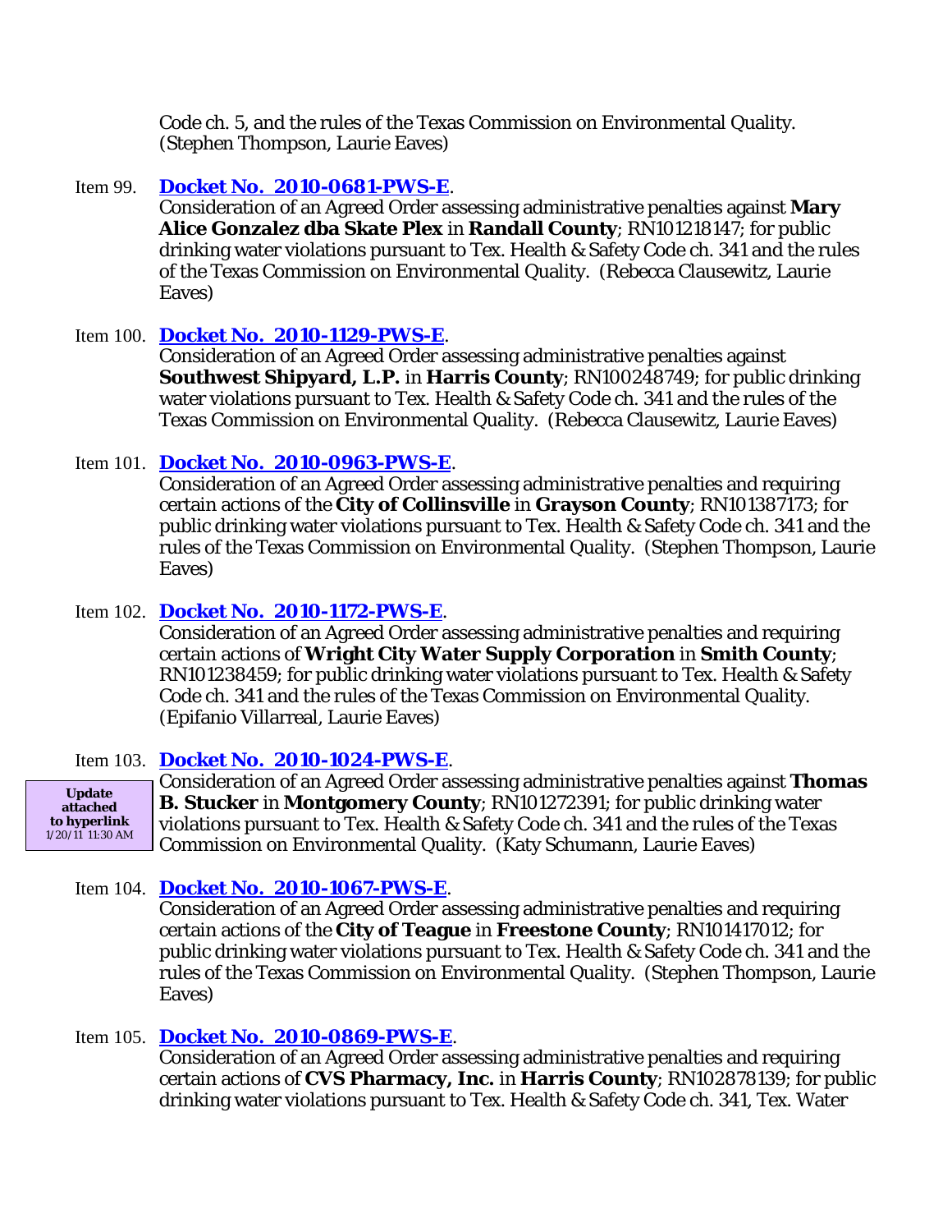Code ch. 5, and the rules of the Texas Commission on Environmental Quality. (Stephen Thompson, Laurie Eaves)

Item 99. **Docket No. 2010-0681-PWS-E**.
Consideration of an Agreed Order assessing administrative penalties against **Mary Alice Gonzalez dba Skate Plex** in **Randall County**; RN101218147; for public drinking water violations pursuant to Tex. Health & Safety Code ch. 341 and the rules of the Texas Commission on Environmental Quality. (Rebecca Clausewitz, Laurie Eaves)

Item 100. **Docket No. 2010-1129-PWS-E**.
Consideration of an Agreed Order assessing administrative penalties against **Southwest Shipyard, L.P.** in **Harris County**; RN100248749; for public drinking water violations pursuant to Tex. Health & Safety Code ch. 341 and the rules of the Texas Commission on Environmental Quality. (Rebecca Clausewitz, Laurie Eaves)

Item 101. **Docket No. 2010-0963-PWS-E**.
Consideration of an Agreed Order assessing administrative penalties and requiring certain actions of the **City of Collinsville** in **Grayson County**; RN101387173; for public drinking water violations pursuant to Tex. Health & Safety Code ch. 341 and the rules of the Texas Commission on Environmental Quality. (Stephen Thompson, Laurie Eaves)

Item 102. **Docket No. 2010-1172-PWS-E**.
Consideration of an Agreed Order assessing administrative penalties and requiring certain actions of **Wright City Water Supply Corporation** in **Smith County**; RN101238459; for public drinking water violations pursuant to Tex. Health & Safety Code ch. 341 and the rules of the Texas Commission on Environmental Quality. (Epifanio Villarreal, Laurie Eaves)

Item 103. **Docket No. 2010-1024-PWS-E**.

**Update attached to hyperlink** 1/20/11 11:30 AM

Consideration of an Agreed Order assessing administrative penalties against **Thomas B. Stucker** in **Montgomery County**; RN101272391; for public drinking water violations pursuant to Tex. Health & Safety Code ch. 341 and the rules of the Texas Commission on Environmental Quality. (Katy Schumann, Laurie Eaves)

Item 104. **Docket No. 2010-1067-PWS-E**.
Consideration of an Agreed Order assessing administrative penalties and requiring certain actions of the **City of Teague** in **Freestone County**; RN101417012; for public drinking water violations pursuant to Tex. Health & Safety Code ch. 341 and the rules of the Texas Commission on Environmental Quality. (Stephen Thompson, Laurie Eaves)

Item 105. **Docket No. 2010-0869-PWS-E**.
Consideration of an Agreed Order assessing administrative penalties and requiring certain actions of **CVS Pharmacy, Inc.** in **Harris County**; RN102878139; for public drinking water violations pursuant to Tex. Health & Safety Code ch. 341, Tex. Water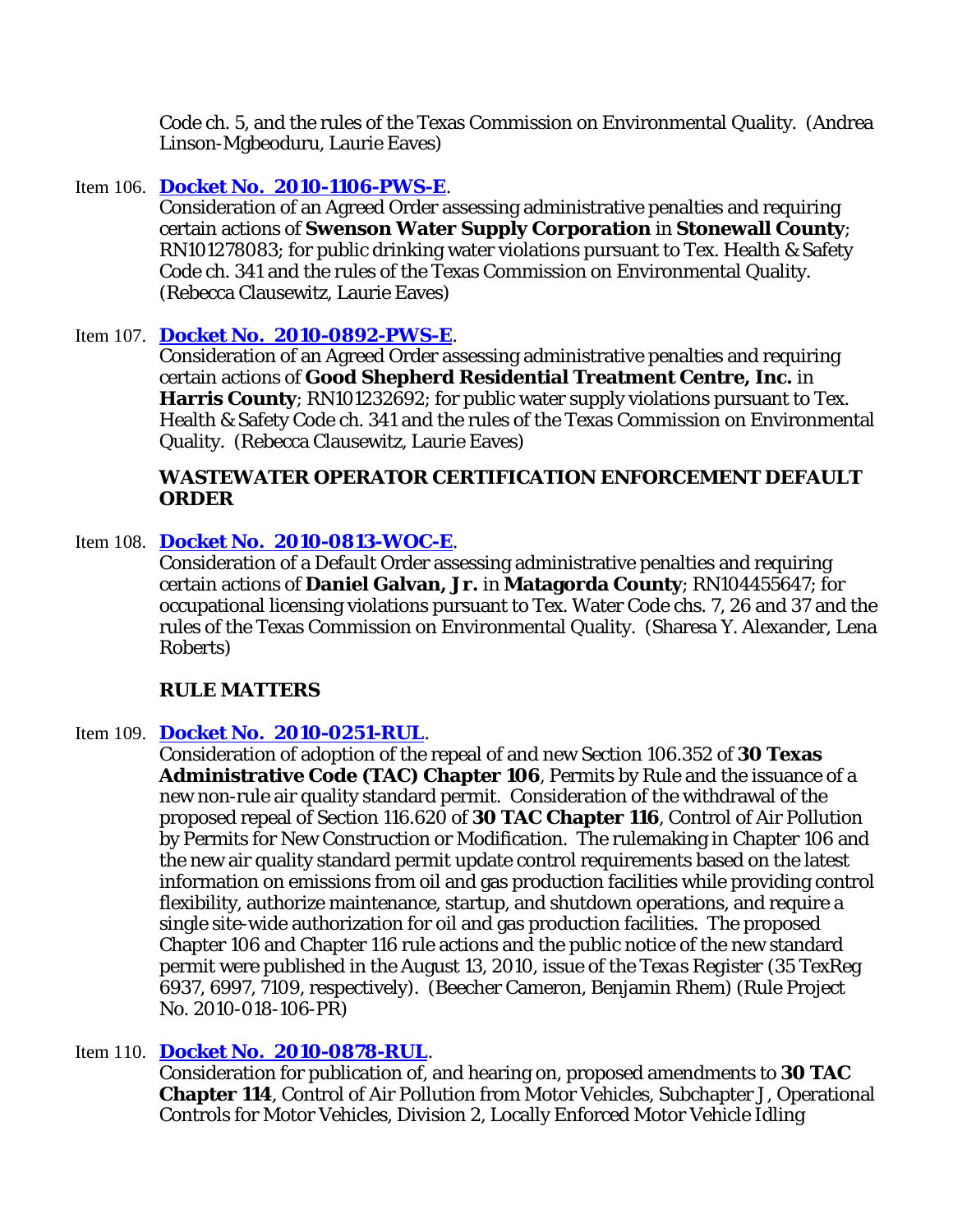Code ch. 5, and the rules of the Texas Commission on Environmental Quality. (Andrea Linson-Mgbeoduru, Laurie Eaves)

Item 106. **Docket No. 2010-1106-PWS-E**.
Consideration of an Agreed Order assessing administrative penalties and requiring certain actions of **Swenson Water Supply Corporation** in **Stonewall County**; RN101278083; for public drinking water violations pursuant to Tex. Health & Safety Code ch. 341 and the rules of the Texas Commission on Environmental Quality. (Rebecca Clausewitz, Laurie Eaves)

Item 107. **Docket No. 2010-0892-PWS-E**.
Consideration of an Agreed Order assessing administrative penalties and requiring certain actions of **Good Shepherd Residential Treatment Centre, Inc.** in **Harris County**; RN101232692; for public water supply violations pursuant to Tex. Health & Safety Code ch. 341 and the rules of the Texas Commission on Environmental Quality. (Rebecca Clausewitz, Laurie Eaves)

**WASTEWATER OPERATOR CERTIFICATION ENFORCEMENT DEFAULT ORDER**

Item 108. **Docket No. 2010-0813-WOC-E**.
Consideration of a Default Order assessing administrative penalties and requiring certain actions of **Daniel Galvan, Jr.** in **Matagorda County**; RN104455647; for occupational licensing violations pursuant to Tex. Water Code chs. 7, 26 and 37 and the rules of the Texas Commission on Environmental Quality. (Sharesa Y. Alexander, Lena Roberts)

**RULE MATTERS**

Item 109. **Docket No. 2010-0251-RUL**.
Consideration of adoption of the repeal of and new Section 106.352 of **30 Texas Administrative Code (TAC) Chapter 106**, Permits by Rule and the issuance of a new non-rule air quality standard permit. Consideration of the withdrawal of the proposed repeal of Section 116.620 of **30 TAC Chapter 116**, Control of Air Pollution by Permits for New Construction or Modification. The rulemaking in Chapter 106 and the new air quality standard permit update control requirements based on the latest information on emissions from oil and gas production facilities while providing control flexibility, authorize maintenance, startup, and shutdown operations, and require a single site-wide authorization for oil and gas production facilities. The proposed Chapter 106 and Chapter 116 rule actions and the public notice of the new standard permit were published in the August 13, 2010, issue of the *Texas Register* (35 TexReg 6937, 6997, 7109, respectively). (Beecher Cameron, Benjamin Rhem) (Rule Project No. 2010-018-106-PR)

Item 110. **Docket No. 2010-0878-RUL**.
Consideration for publication of, and hearing on, proposed amendments to **30 TAC Chapter 114**, Control of Air Pollution from Motor Vehicles, Subchapter J, Operational Controls for Motor Vehicles, Division 2, Locally Enforced Motor Vehicle Idling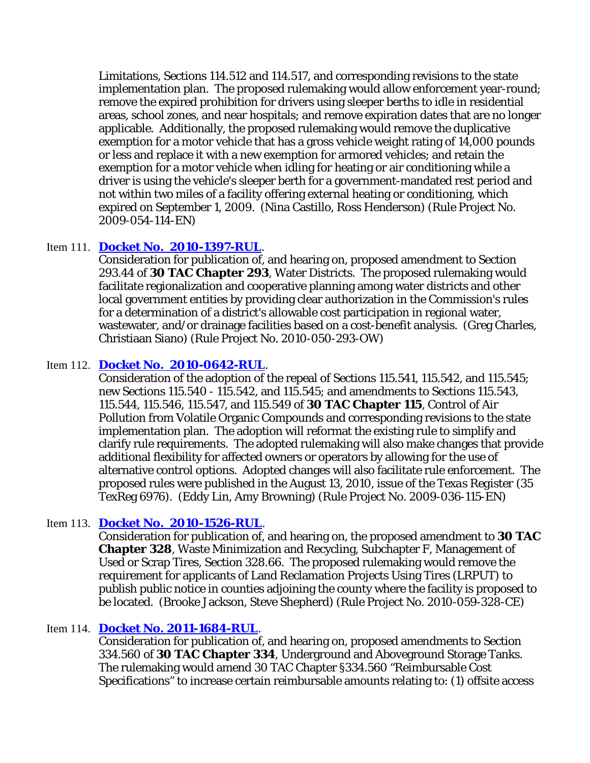Limitations, Sections 114.512 and 114.517, and corresponding revisions to the state implementation plan. The proposed rulemaking would allow enforcement year-round; remove the expired prohibition for drivers using sleeper berths to idle in residential areas, school zones, and near hospitals; and remove expiration dates that are no longer applicable. Additionally, the proposed rulemaking would remove the duplicative exemption for a motor vehicle that has a gross vehicle weight rating of 14,000 pounds or less and replace it with a new exemption for armored vehicles; and retain the exemption for a motor vehicle when idling for heating or air conditioning while a driver is using the vehicle's sleeper berth for a government-mandated rest period and not within two miles of a facility offering external heating or conditioning, which expired on September 1, 2009. (Nina Castillo, Ross Henderson) (Rule Project No. 2009-054-114-EN)

Item 111. **Docket No. 2010-1397-RUL**.
Consideration for publication of, and hearing on, proposed amendment to Section 293.44 of **30 TAC Chapter 293**, Water Districts. The proposed rulemaking would facilitate regionalization and cooperative planning among water districts and other local government entities by providing clear authorization in the Commission's rules for a determination of a district's allowable cost participation in regional water, wastewater, and/or drainage facilities based on a cost-benefit analysis. (Greg Charles, Christiaan Siano) (Rule Project No. 2010-050-293-OW)

Item 112. **Docket No. 2010-0642-RUL**.
Consideration of the adoption of the repeal of Sections 115.541, 115.542, and 115.545; new Sections 115.540 - 115.542, and 115.545; and amendments to Sections 115.543, 115.544, 115.546, 115.547, and 115.549 of **30 TAC Chapter 115**, Control of Air Pollution from Volatile Organic Compounds and corresponding revisions to the state implementation plan. The adoption will reformat the existing rule to simplify and clarify rule requirements. The adopted rulemaking will also make changes that provide additional flexibility for affected owners or operators by allowing for the use of alternative control options. Adopted changes will also facilitate rule enforcement. The proposed rules were published in the August 13, 2010, issue of the *Texas Register* (35 TexReg 6976). (Eddy Lin, Amy Browning) (Rule Project No. 2009-036-115-EN)

Item 113. **Docket No. 2010-1526-RUL**.
Consideration for publication of, and hearing on, the proposed amendment to **30 TAC Chapter 328**, Waste Minimization and Recycling, Subchapter F, Management of Used or Scrap Tires, Section 328.66. The proposed rulemaking would remove the requirement for applicants of Land Reclamation Projects Using Tires (LRPUT) to publish public notice in counties adjoining the county where the facility is proposed to be located. (Brooke Jackson, Steve Shepherd) (Rule Project No. 2010-059-328-CE)

Item 114. **Docket No. 2011-1684-RUL**.
Consideration for publication of, and hearing on, proposed amendments to Section 334.560 of **30 TAC Chapter 334**, Underground and Aboveground Storage Tanks. The rulemaking would amend 30 TAC Chapter §334.560 "Reimbursable Cost Specifications" to increase certain reimbursable amounts relating to: (1) offsite access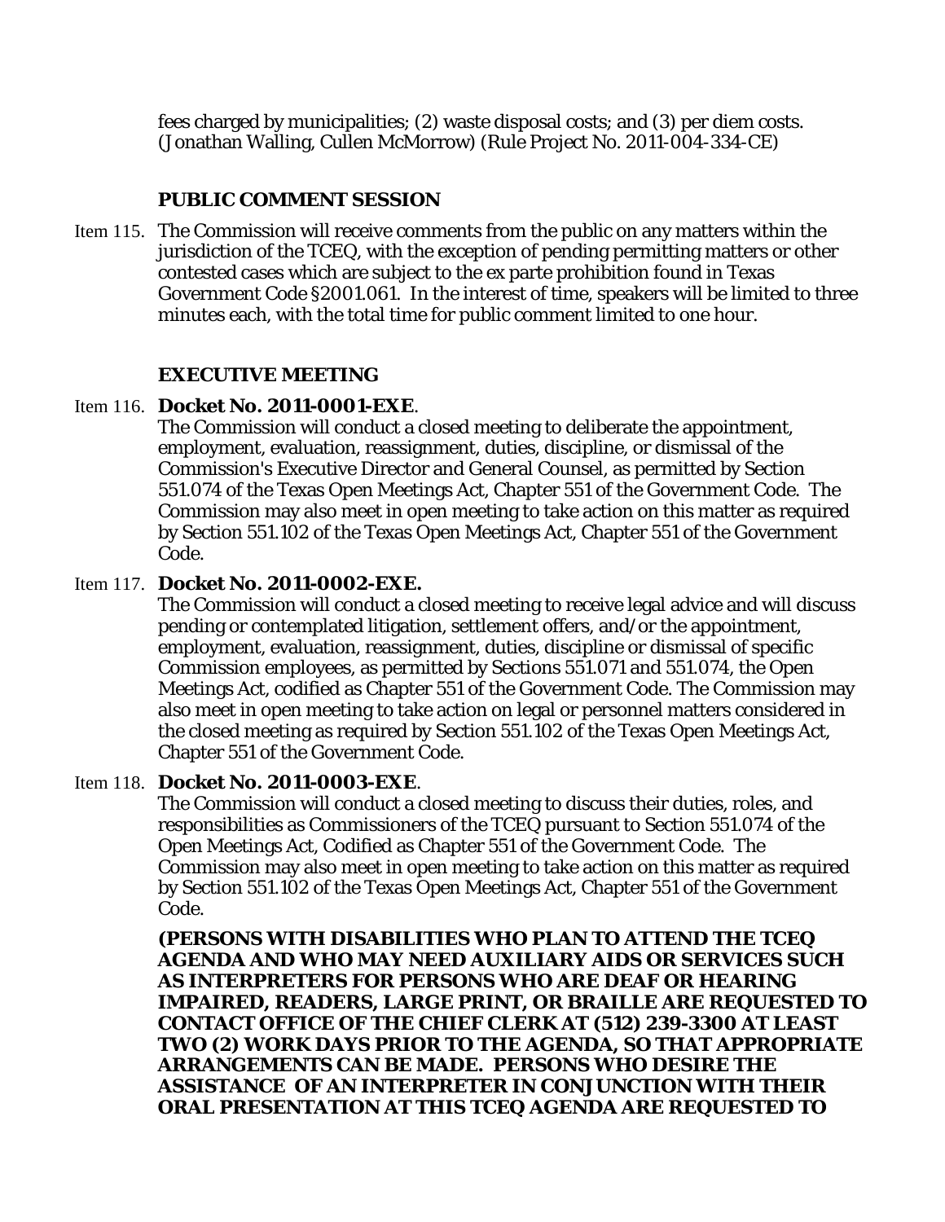fees charged by municipalities; (2) waste disposal costs; and (3) per diem costs. (Jonathan Walling, Cullen McMorrow) (Rule Project No. 2011-004-334-CE)

**PUBLIC COMMENT SESSION**

Item 115. The Commission will receive comments from the public on any matters within the jurisdiction of the TCEQ, with the exception of pending permitting matters or other contested cases which are subject to the ex parte prohibition found in Texas Government Code §2001.061. In the interest of time, speakers will be limited to three minutes each, with the total time for public comment limited to one hour.

**EXECUTIVE MEETING**

Item 116. **Docket No. 2011-0001-EXE**.
The Commission will conduct a closed meeting to deliberate the appointment, employment, evaluation, reassignment, duties, discipline, or dismissal of the Commission's Executive Director and General Counsel, as permitted by Section 551.074 of the Texas Open Meetings Act, Chapter 551 of the Government Code. The Commission may also meet in open meeting to take action on this matter as required by Section 551.102 of the Texas Open Meetings Act, Chapter 551 of the Government Code.

Item 117. **Docket No. 2011-0002-EXE.**
The Commission will conduct a closed meeting to receive legal advice and will discuss pending or contemplated litigation, settlement offers, and/or the appointment, employment, evaluation, reassignment, duties, discipline or dismissal of specific Commission employees, as permitted by Sections 551.071 and 551.074, the Open Meetings Act, codified as Chapter 551 of the Government Code. The Commission may also meet in open meeting to take action on legal or personnel matters considered in the closed meeting as required by Section 551.102 of the Texas Open Meetings Act, Chapter 551 of the Government Code.

Item 118. **Docket No. 2011-0003-EXE**.
The Commission will conduct a closed meeting to discuss their duties, roles, and responsibilities as Commissioners of the TCEQ pursuant to Section 551.074 of the Open Meetings Act, Codified as Chapter 551 of the Government Code. The Commission may also meet in open meeting to take action on this matter as required by Section 551.102 of the Texas Open Meetings Act, Chapter 551 of the Government Code.

**(PERSONS WITH DISABILITIES WHO PLAN TO ATTEND THE TCEQ AGENDA AND WHO MAY NEED AUXILIARY AIDS OR SERVICES SUCH AS INTERPRETERS FOR PERSONS WHO ARE DEAF OR HEARING IMPAIRED, READERS, LARGE PRINT, OR BRAILLE ARE REQUESTED TO CONTACT OFFICE OF THE CHIEF CLERK AT (512) 239-3300 AT LEAST TWO (2) WORK DAYS PRIOR TO THE AGENDA, SO THAT APPROPRIATE ARRANGEMENTS CAN BE MADE. PERSONS WHO DESIRE THE ASSISTANCE OF AN INTERPRETER IN CONJUNCTION WITH THEIR ORAL PRESENTATION AT THIS TCEQ AGENDA ARE REQUESTED TO**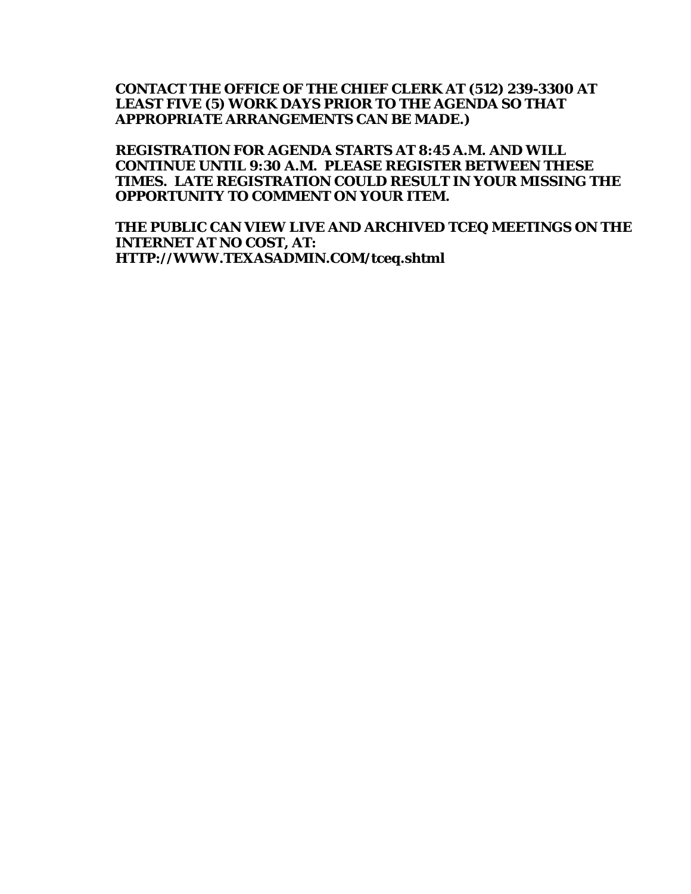**CONTACT THE OFFICE OF THE CHIEF CLERK AT (512) 239-3300 AT LEAST FIVE (5) WORK DAYS PRIOR TO THE AGENDA SO THAT APPROPRIATE ARRANGEMENTS CAN BE MADE.)**

**REGISTRATION FOR AGENDA STARTS AT 8:45 A.M. AND WILL CONTINUE UNTIL 9:30 A.M. PLEASE REGISTER BETWEEN THESE TIMES. LATE REGISTRATION COULD RESULT IN YOUR MISSING THE OPPORTUNITY TO COMMENT ON YOUR ITEM.**

**THE PUBLIC CAN VIEW LIVE AND ARCHIVED TCEQ MEETINGS ON THE INTERNET AT NO COST, AT: HTTP://WWW.TEXASADMIN.COM/tceq.shtml**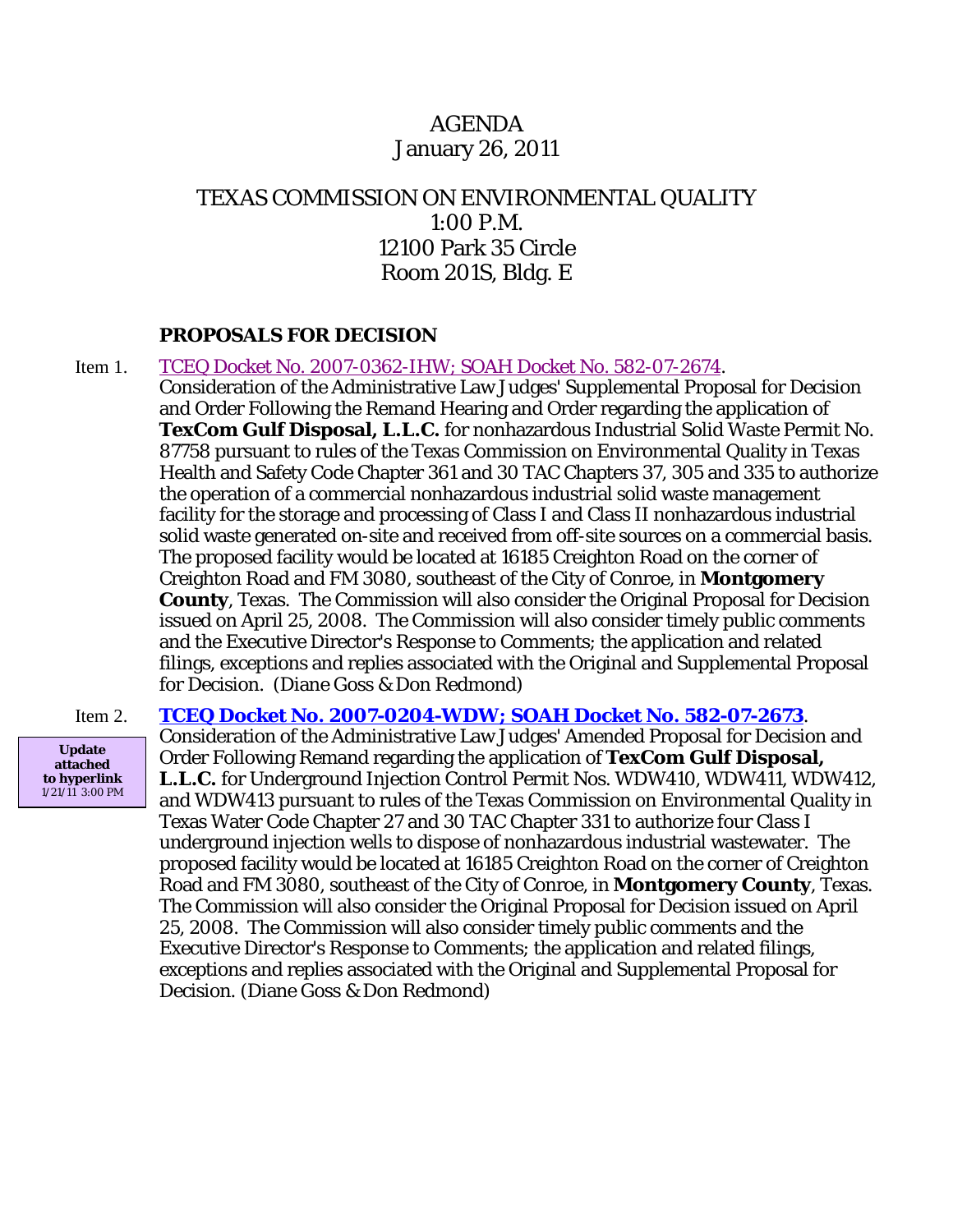AGENDA
January 26, 2011

TEXAS COMMISSION ON ENVIRONMENTAL QUALITY
1:00 P.M.
12100 Park 35 Circle
Room 201S, Bldg. E

**PROPOSALS FOR DECISION**

Item 1. TCEQ Docket No. 2007-0362-IHW; SOAH Docket No. 582-07-2674.
Consideration of the Administrative Law Judges' Supplemental Proposal for Decision and Order Following the Remand Hearing and Order regarding the application of **TexCom Gulf Disposal, L.L.C.** for nonhazardous Industrial Solid Waste Permit No. 87758 pursuant to rules of the Texas Commission on Environmental Quality in Texas Health and Safety Code Chapter 361 and 30 TAC Chapters 37, 305 and 335 to authorize the operation of a commercial nonhazardous industrial solid waste management facility for the storage and processing of Class I and Class II nonhazardous industrial solid waste generated on-site and received from off-site sources on a commercial basis. The proposed facility would be located at 16185 Creighton Road on the corner of Creighton Road and FM 3080, southeast of the City of Conroe, in **Montgomery County**, Texas. The Commission will also consider the Original Proposal for Decision issued on April 25, 2008. The Commission will also consider timely public comments and the Executive Director's Response to Comments; the application and related filings, exceptions and replies associated with the Original and Supplemental Proposal for Decision. (Diane Goss & Don Redmond)

Item 2. **TCEQ Docket No. 2007-0204-WDW; SOAH Docket No. 582-07-2673**.

**Update attached to hyperlink** 1/21/11 3:00 PM

Consideration of the Administrative Law Judges' Amended Proposal for Decision and Order Following Remand regarding the application of **TexCom Gulf Disposal, L.L.C.** for Underground Injection Control Permit Nos. WDW410, WDW411, WDW412, and WDW413 pursuant to rules of the Texas Commission on Environmental Quality in Texas Water Code Chapter 27 and 30 TAC Chapter 331 to authorize four Class I underground injection wells to dispose of nonhazardous industrial wastewater. The proposed facility would be located at 16185 Creighton Road on the corner of Creighton Road and FM 3080, southeast of the City of Conroe, in **Montgomery County**, Texas. The Commission will also consider the Original Proposal for Decision issued on April 25, 2008. The Commission will also consider timely public comments and the Executive Director's Response to Comments; the application and related filings, exceptions and replies associated with the Original and Supplemental Proposal for Decision. (Diane Goss & Don Redmond)